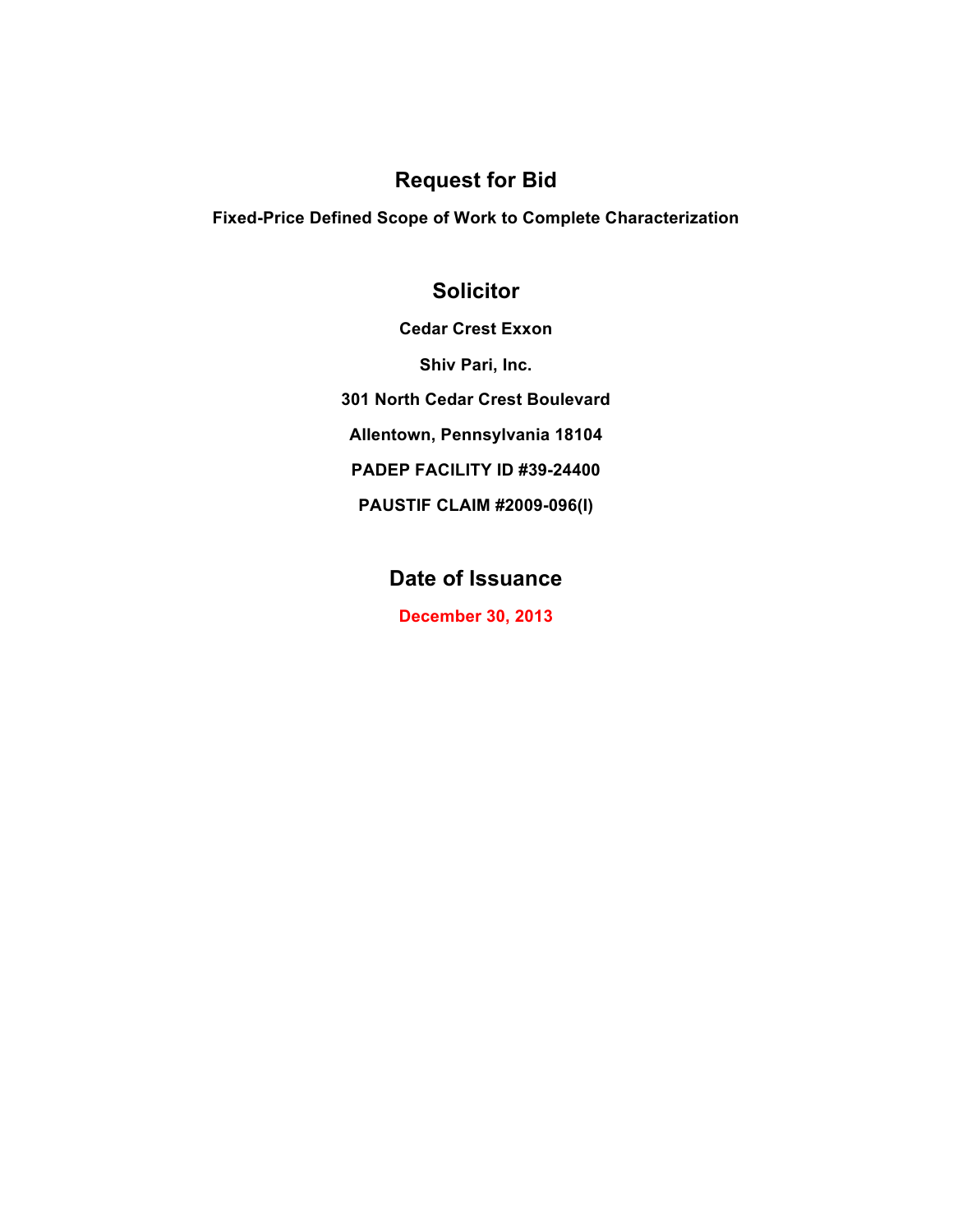# Request for Bid

**Fixed-Price Defined Scope of Work to Complete Characterization**

## Solicitor

**Cedar Crest Exxon**

**Shiv Pari, Inc.**

**301 North Cedar Crest Boulevard**

**Allentown, Pennsylvania 18104**

**PADEP FACILITY ID #39-24400**

**PAUSTIF CLAIM #2009-096(I)**

## Date of Issuance

**December 30, 2013**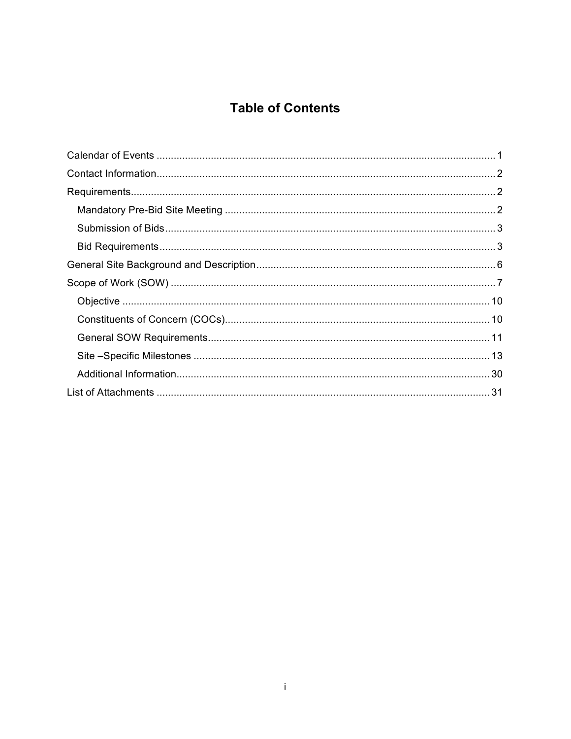# Table of Contents

Calendar of Events ..................................................................................................................... 1

Contact Information..................................................................................................................... 2

Requirements.............................................................................................................................. 2

- Mandatory Pre-Bid Site Meeting .............................................................................................. 2
- Submission of Bids.................................................................................................................. 3
- Bid Requirements.................................................................................................................... 3

General Site Background and Description................................................................................... 6

Scope of Work (SOW) ................................................................................................................. 7

- Objective ................................................................................................................................ 10
- Constituents of Concern (COCs)............................................................................................ 10
- General SOW Requirements.................................................................................................. 11
- Site –Specific Milestones ....................................................................................................... 13
- Additional Information............................................................................................................. 30

List of Attachments .................................................................................................................... 31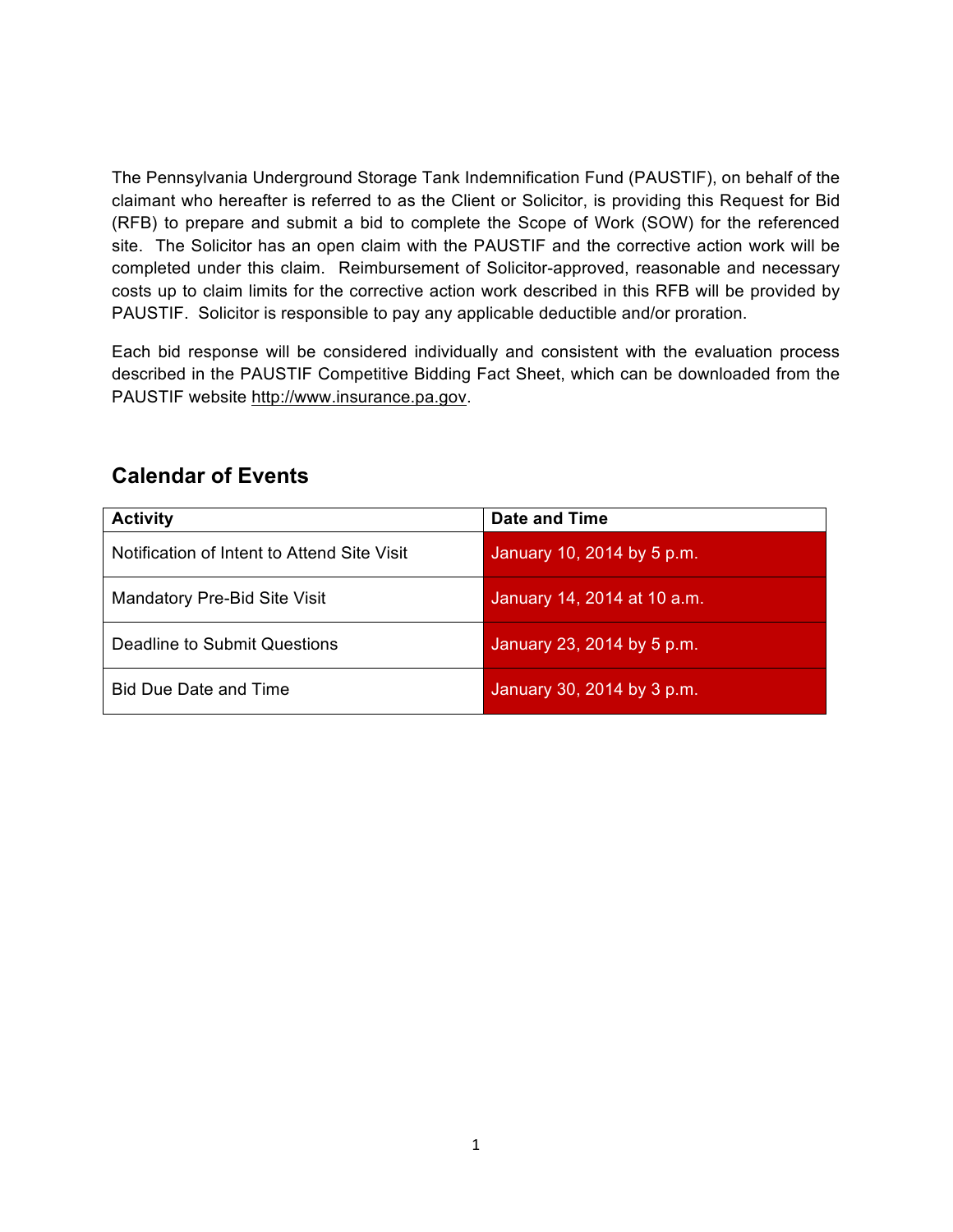The Pennsylvania Underground Storage Tank Indemnification Fund (PAUSTIF), on behalf of the claimant who hereafter is referred to as the Client or Solicitor, is providing this Request for Bid (RFB) to prepare and submit a bid to complete the Scope of Work (SOW) for the referenced site. The Solicitor has an open claim with the PAUSTIF and the corrective action work will be completed under this claim. Reimbursement of Solicitor-approved, reasonable and necessary costs up to claim limits for the corrective action work described in this RFB will be provided by PAUSTIF. Solicitor is responsible to pay any applicable deductible and/or proration.

Each bid response will be considered individually and consistent with the evaluation process described in the PAUSTIF Competitive Bidding Fact Sheet, which can be downloaded from the PAUSTIF website http://www.insurance.pa.gov.

## Calendar of Events

| Activity | Date and Time |
|---|---|
| Notification of Intent to Attend Site Visit | January 10, 2014 by 5 p.m. |
| Mandatory Pre-Bid Site Visit | January 14, 2014 at 10 a.m. |
| Deadline to Submit Questions | January 23, 2014 by 5 p.m. |
| Bid Due Date and Time | January 30, 2014 by 3 p.m. |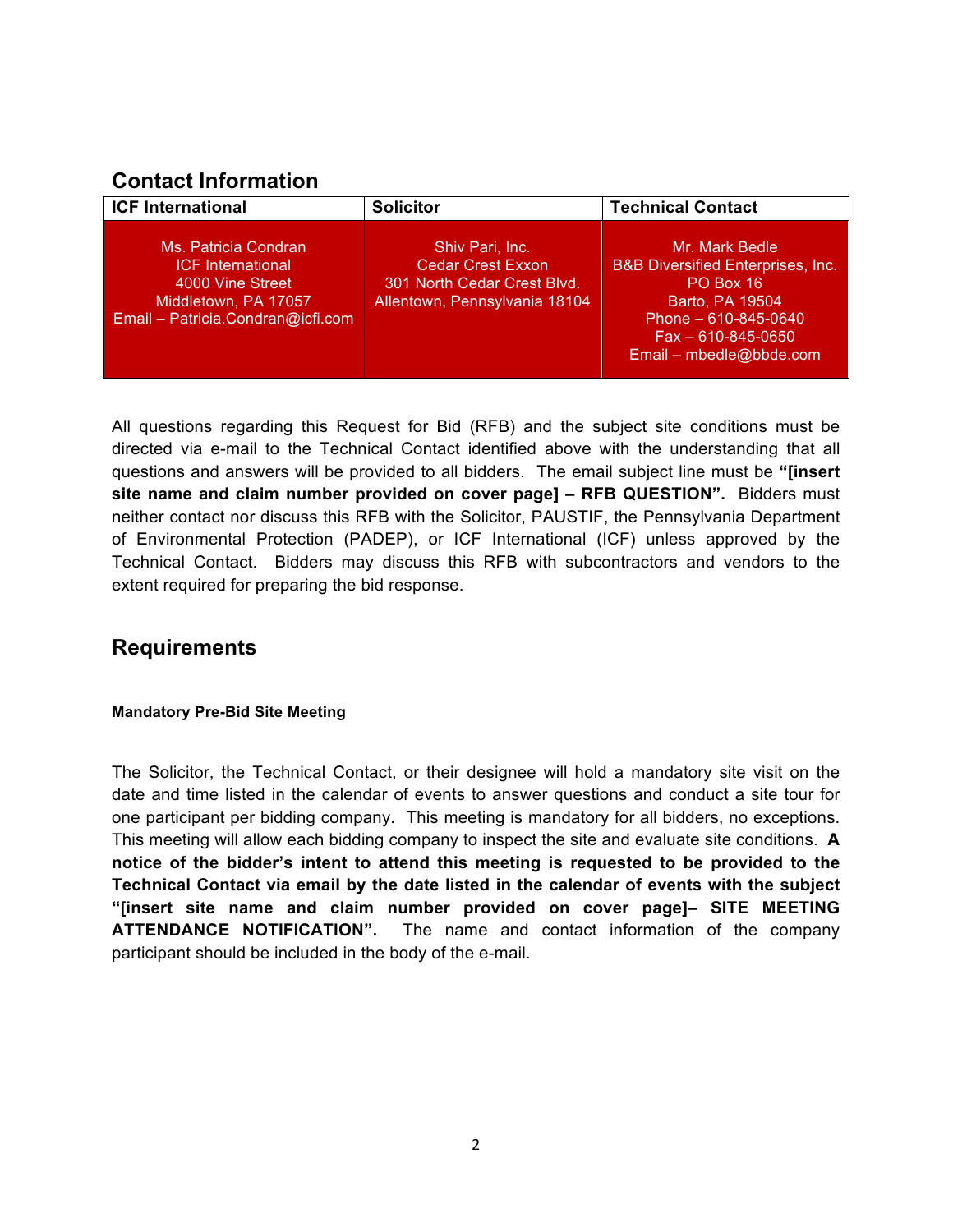## Contact Information

| ICF International | Solicitor | Technical Contact |
|---|---|---|
| Ms. Patricia Condran<br>ICF International<br>4000 Vine Street<br>Middletown, PA 17057<br>Email – Patricia.Condran@icfi.com | Shiv Pari, Inc.<br>Cedar Crest Exxon<br>301 North Cedar Crest Blvd.<br>Allentown, Pennsylvania 18104 | Mr. Mark Bedle<br>B&B Diversified Enterprises, Inc.<br>PO Box 16<br>Barto, PA 19504<br>Phone – 610-845-0640<br>Fax – 610-845-0650<br>Email – mbedle@bbde.com |

All questions regarding this Request for Bid (RFB) and the subject site conditions must be directed via e-mail to the Technical Contact identified above with the understanding that all questions and answers will be provided to all bidders. The email subject line must be **"[insert site name and claim number provided on cover page] – RFB QUESTION".** Bidders must neither contact nor discuss this RFB with the Solicitor, PAUSTIF, the Pennsylvania Department of Environmental Protection (PADEP), or ICF International (ICF) unless approved by the Technical Contact. Bidders may discuss this RFB with subcontractors and vendors to the extent required for preparing the bid response.

## Requirements

#### Mandatory Pre-Bid Site Meeting

The Solicitor, the Technical Contact, or their designee will hold a mandatory site visit on the date and time listed in the calendar of events to answer questions and conduct a site tour for one participant per bidding company. This meeting is mandatory for all bidders, no exceptions. This meeting will allow each bidding company to inspect the site and evaluate site conditions. **A notice of the bidder's intent to attend this meeting is requested to be provided to the Technical Contact via email by the date listed in the calendar of events with the subject "[insert site name and claim number provided on cover page]– SITE MEETING ATTENDANCE NOTIFICATION".** The name and contact information of the company participant should be included in the body of the e-mail.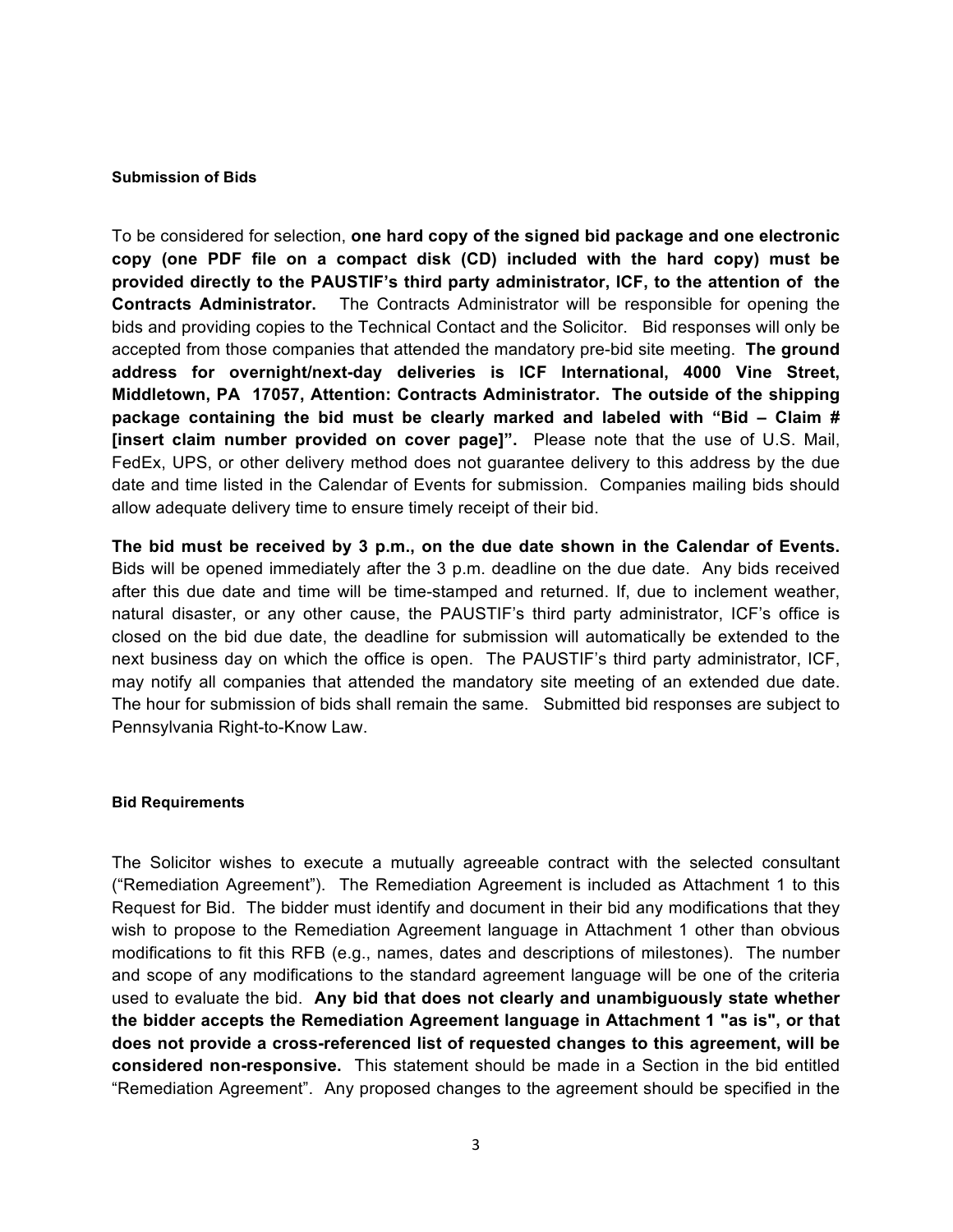#### Submission of Bids

To be considered for selection, **one hard copy of the signed bid package and one electronic copy (one PDF file on a compact disk (CD) included with the hard copy) must be provided directly to the PAUSTIF's third party administrator, ICF, to the attention of the Contracts Administrator.** The Contracts Administrator will be responsible for opening the bids and providing copies to the Technical Contact and the Solicitor. Bid responses will only be accepted from those companies that attended the mandatory pre-bid site meeting. **The ground address for overnight/next-day deliveries is ICF International, 4000 Vine Street, Middletown, PA 17057, Attention: Contracts Administrator. The outside of the shipping package containing the bid must be clearly marked and labeled with "Bid – Claim # [insert claim number provided on cover page]".** Please note that the use of U.S. Mail, FedEx, UPS, or other delivery method does not guarantee delivery to this address by the due date and time listed in the Calendar of Events for submission. Companies mailing bids should allow adequate delivery time to ensure timely receipt of their bid.

**The bid must be received by 3 p.m., on the due date shown in the Calendar of Events.** Bids will be opened immediately after the 3 p.m. deadline on the due date. Any bids received after this due date and time will be time-stamped and returned. If, due to inclement weather, natural disaster, or any other cause, the PAUSTIF's third party administrator, ICF's office is closed on the bid due date, the deadline for submission will automatically be extended to the next business day on which the office is open. The PAUSTIF's third party administrator, ICF, may notify all companies that attended the mandatory site meeting of an extended due date. The hour for submission of bids shall remain the same. Submitted bid responses are subject to Pennsylvania Right-to-Know Law.

#### Bid Requirements

The Solicitor wishes to execute a mutually agreeable contract with the selected consultant ("Remediation Agreement"). The Remediation Agreement is included as Attachment 1 to this Request for Bid. The bidder must identify and document in their bid any modifications that they wish to propose to the Remediation Agreement language in Attachment 1 other than obvious modifications to fit this RFB (e.g., names, dates and descriptions of milestones). The number and scope of any modifications to the standard agreement language will be one of the criteria used to evaluate the bid. **Any bid that does not clearly and unambiguously state whether the bidder accepts the Remediation Agreement language in Attachment 1 "as is", or that does not provide a cross-referenced list of requested changes to this agreement, will be considered non-responsive.** This statement should be made in a Section in the bid entitled "Remediation Agreement". Any proposed changes to the agreement should be specified in the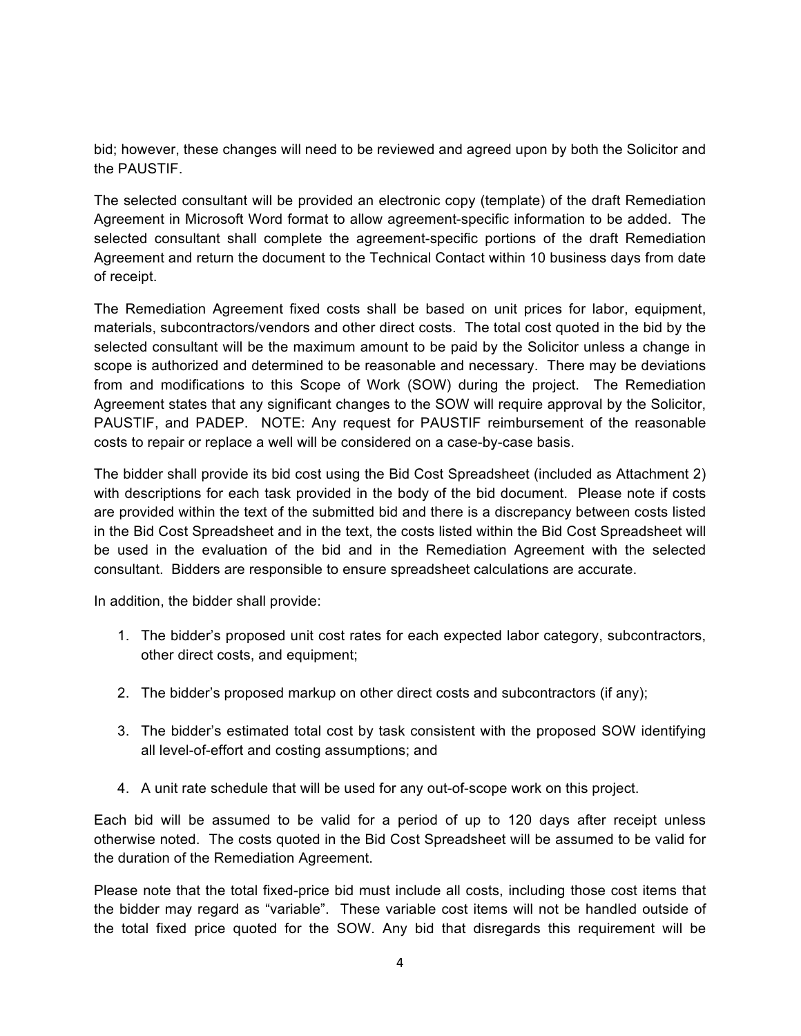bid; however, these changes will need to be reviewed and agreed upon by both the Solicitor and the PAUSTIF.

The selected consultant will be provided an electronic copy (template) of the draft Remediation Agreement in Microsoft Word format to allow agreement-specific information to be added. The selected consultant shall complete the agreement-specific portions of the draft Remediation Agreement and return the document to the Technical Contact within 10 business days from date of receipt.

The Remediation Agreement fixed costs shall be based on unit prices for labor, equipment, materials, subcontractors/vendors and other direct costs. The total cost quoted in the bid by the selected consultant will be the maximum amount to be paid by the Solicitor unless a change in scope is authorized and determined to be reasonable and necessary. There may be deviations from and modifications to this Scope of Work (SOW) during the project. The Remediation Agreement states that any significant changes to the SOW will require approval by the Solicitor, PAUSTIF, and PADEP. NOTE: Any request for PAUSTIF reimbursement of the reasonable costs to repair or replace a well will be considered on a case-by-case basis.

The bidder shall provide its bid cost using the Bid Cost Spreadsheet (included as Attachment 2) with descriptions for each task provided in the body of the bid document. Please note if costs are provided within the text of the submitted bid and there is a discrepancy between costs listed in the Bid Cost Spreadsheet and in the text, the costs listed within the Bid Cost Spreadsheet will be used in the evaluation of the bid and in the Remediation Agreement with the selected consultant. Bidders are responsible to ensure spreadsheet calculations are accurate.

In addition, the bidder shall provide:

1. The bidder's proposed unit cost rates for each expected labor category, subcontractors, other direct costs, and equipment;

2. The bidder's proposed markup on other direct costs and subcontractors (if any);

3. The bidder's estimated total cost by task consistent with the proposed SOW identifying all level-of-effort and costing assumptions; and

4. A unit rate schedule that will be used for any out-of-scope work on this project.

Each bid will be assumed to be valid for a period of up to 120 days after receipt unless otherwise noted. The costs quoted in the Bid Cost Spreadsheet will be assumed to be valid for the duration of the Remediation Agreement.

Please note that the total fixed-price bid must include all costs, including those cost items that the bidder may regard as "variable". These variable cost items will not be handled outside of the total fixed price quoted for the SOW. Any bid that disregards this requirement will be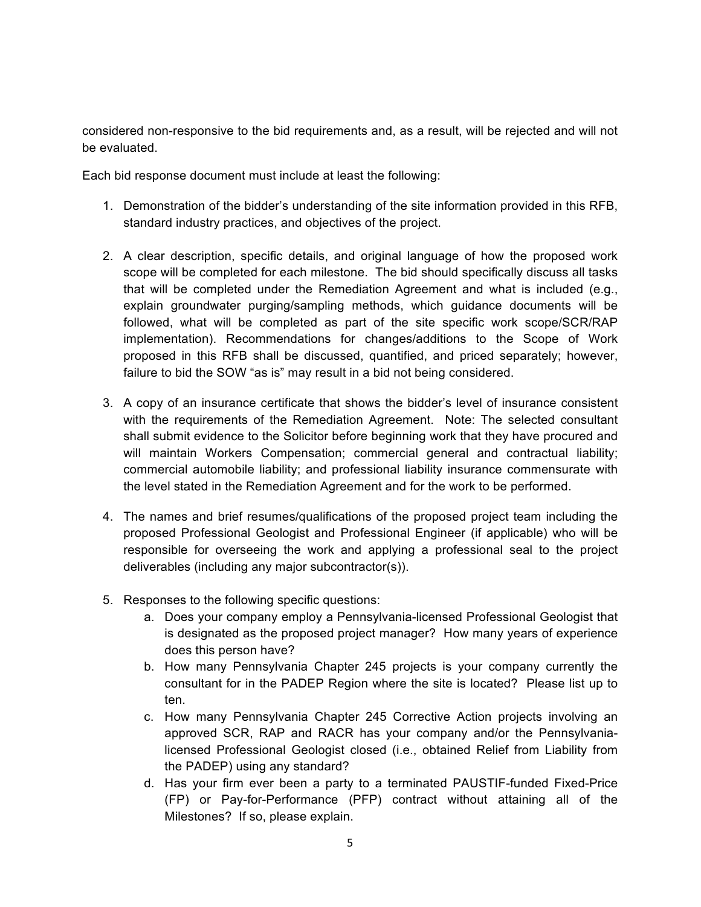considered non-responsive to the bid requirements and, as a result, will be rejected and will not be evaluated.

Each bid response document must include at least the following:

1. Demonstration of the bidder's understanding of the site information provided in this RFB, standard industry practices, and objectives of the project.

2. A clear description, specific details, and original language of how the proposed work scope will be completed for each milestone. The bid should specifically discuss all tasks that will be completed under the Remediation Agreement and what is included (e.g., explain groundwater purging/sampling methods, which guidance documents will be followed, what will be completed as part of the site specific work scope/SCR/RAP implementation). Recommendations for changes/additions to the Scope of Work proposed in this RFB shall be discussed, quantified, and priced separately; however, failure to bid the SOW "as is" may result in a bid not being considered.

3. A copy of an insurance certificate that shows the bidder's level of insurance consistent with the requirements of the Remediation Agreement. Note: The selected consultant shall submit evidence to the Solicitor before beginning work that they have procured and will maintain Workers Compensation; commercial general and contractual liability; commercial automobile liability; and professional liability insurance commensurate with the level stated in the Remediation Agreement and for the work to be performed.

4. The names and brief resumes/qualifications of the proposed project team including the proposed Professional Geologist and Professional Engineer (if applicable) who will be responsible for overseeing the work and applying a professional seal to the project deliverables (including any major subcontractor(s)).

5. Responses to the following specific questions:
   a. Does your company employ a Pennsylvania-licensed Professional Geologist that is designated as the proposed project manager? How many years of experience does this person have?
   b. How many Pennsylvania Chapter 245 projects is your company currently the consultant for in the PADEP Region where the site is located? Please list up to ten.
   c. How many Pennsylvania Chapter 245 Corrective Action projects involving an approved SCR, RAP and RACR has your company and/or the Pennsylvania-licensed Professional Geologist closed (i.e., obtained Relief from Liability from the PADEP) using any standard?
   d. Has your firm ever been a party to a terminated PAUSTIF-funded Fixed-Price (FP) or Pay-for-Performance (PFP) contract without attaining all of the Milestones? If so, please explain.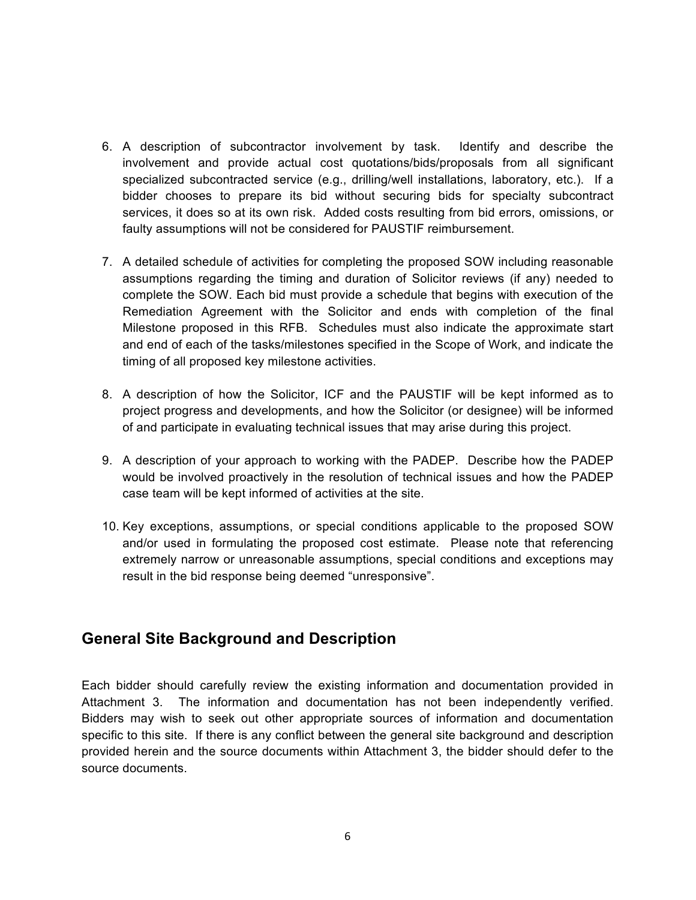6. A description of subcontractor involvement by task. Identify and describe the involvement and provide actual cost quotations/bids/proposals from all significant specialized subcontracted service (e.g., drilling/well installations, laboratory, etc.). If a bidder chooses to prepare its bid without securing bids for specialty subcontract services, it does so at its own risk. Added costs resulting from bid errors, omissions, or faulty assumptions will not be considered for PAUSTIF reimbursement.

7. A detailed schedule of activities for completing the proposed SOW including reasonable assumptions regarding the timing and duration of Solicitor reviews (if any) needed to complete the SOW. Each bid must provide a schedule that begins with execution of the Remediation Agreement with the Solicitor and ends with completion of the final Milestone proposed in this RFB. Schedules must also indicate the approximate start and end of each of the tasks/milestones specified in the Scope of Work, and indicate the timing of all proposed key milestone activities.

8. A description of how the Solicitor, ICF and the PAUSTIF will be kept informed as to project progress and developments, and how the Solicitor (or designee) will be informed of and participate in evaluating technical issues that may arise during this project.

9. A description of your approach to working with the PADEP. Describe how the PADEP would be involved proactively in the resolution of technical issues and how the PADEP case team will be kept informed of activities at the site.

10. Key exceptions, assumptions, or special conditions applicable to the proposed SOW and/or used in formulating the proposed cost estimate. Please note that referencing extremely narrow or unreasonable assumptions, special conditions and exceptions may result in the bid response being deemed "unresponsive".

## General Site Background and Description

Each bidder should carefully review the existing information and documentation provided in Attachment 3. The information and documentation has not been independently verified. Bidders may wish to seek out other appropriate sources of information and documentation specific to this site. If there is any conflict between the general site background and description provided herein and the source documents within Attachment 3, the bidder should defer to the source documents.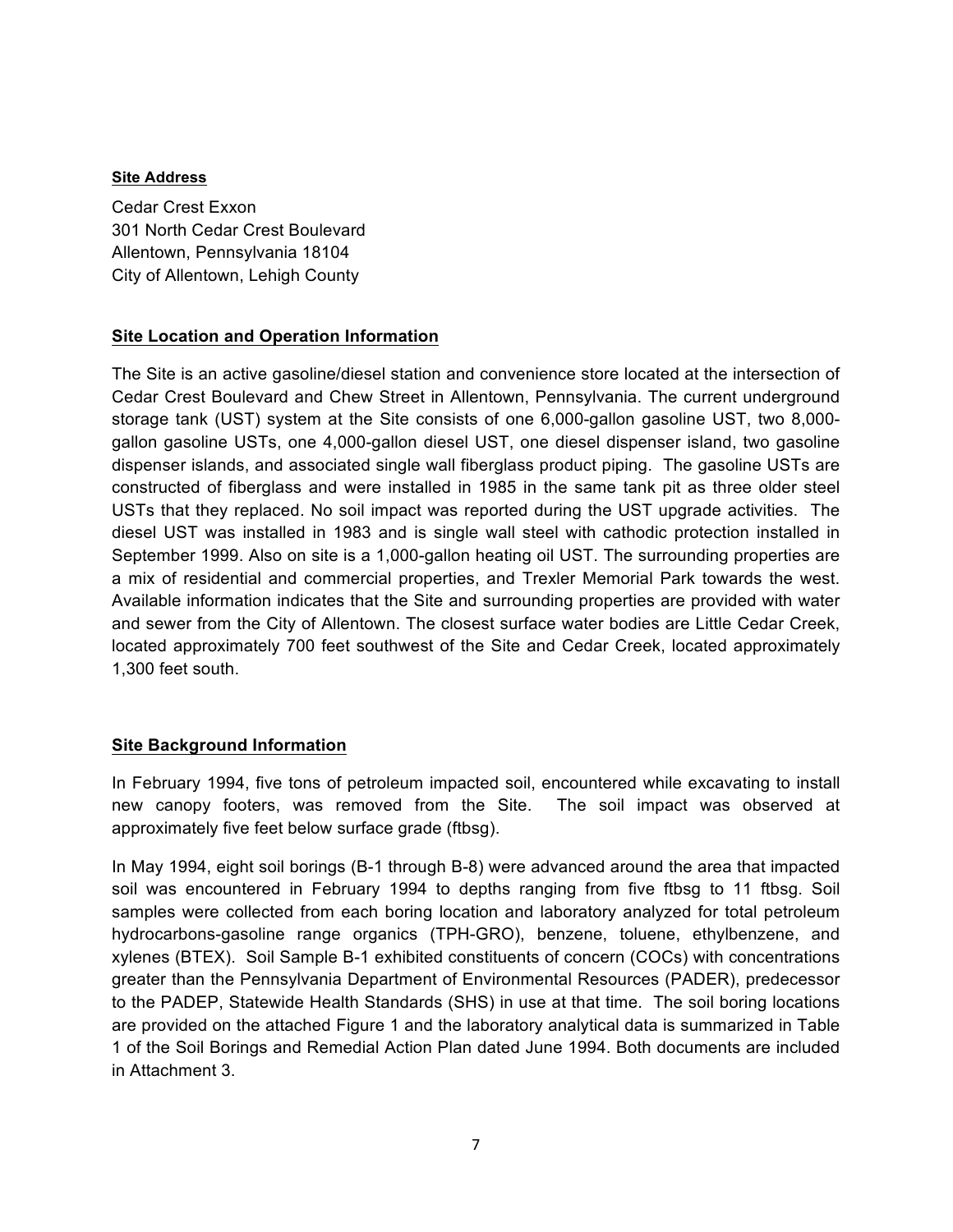**Site Address**

Cedar Crest Exxon
301 North Cedar Crest Boulevard
Allentown, Pennsylvania 18104
City of Allentown, Lehigh County

## Site Location and Operation Information

The Site is an active gasoline/diesel station and convenience store located at the intersection of Cedar Crest Boulevard and Chew Street in Allentown, Pennsylvania. The current underground storage tank (UST) system at the Site consists of one 6,000-gallon gasoline UST, two 8,000-gallon gasoline USTs, one 4,000-gallon diesel UST, one diesel dispenser island, two gasoline dispenser islands, and associated single wall fiberglass product piping. The gasoline USTs are constructed of fiberglass and were installed in 1985 in the same tank pit as three older steel USTs that they replaced. No soil impact was reported during the UST upgrade activities. The diesel UST was installed in 1983 and is single wall steel with cathodic protection installed in September 1999. Also on site is a 1,000-gallon heating oil UST. The surrounding properties are a mix of residential and commercial properties, and Trexler Memorial Park towards the west. Available information indicates that the Site and surrounding properties are provided with water and sewer from the City of Allentown. The closest surface water bodies are Little Cedar Creek, located approximately 700 feet southwest of the Site and Cedar Creek, located approximately 1,300 feet south.

## Site Background Information

In February 1994, five tons of petroleum impacted soil, encountered while excavating to install new canopy footers, was removed from the Site. The soil impact was observed at approximately five feet below surface grade (ftbsg).

In May 1994, eight soil borings (B-1 through B-8) were advanced around the area that impacted soil was encountered in February 1994 to depths ranging from five ftbsg to 11 ftbsg. Soil samples were collected from each boring location and laboratory analyzed for total petroleum hydrocarbons-gasoline range organics (TPH-GRO), benzene, toluene, ethylbenzene, and xylenes (BTEX). Soil Sample B-1 exhibited constituents of concern (COCs) with concentrations greater than the Pennsylvania Department of Environmental Resources (PADER), predecessor to the PADEP, Statewide Health Standards (SHS) in use at that time. The soil boring locations are provided on the attached Figure 1 and the laboratory analytical data is summarized in Table 1 of the Soil Borings and Remedial Action Plan dated June 1994. Both documents are included in Attachment 3.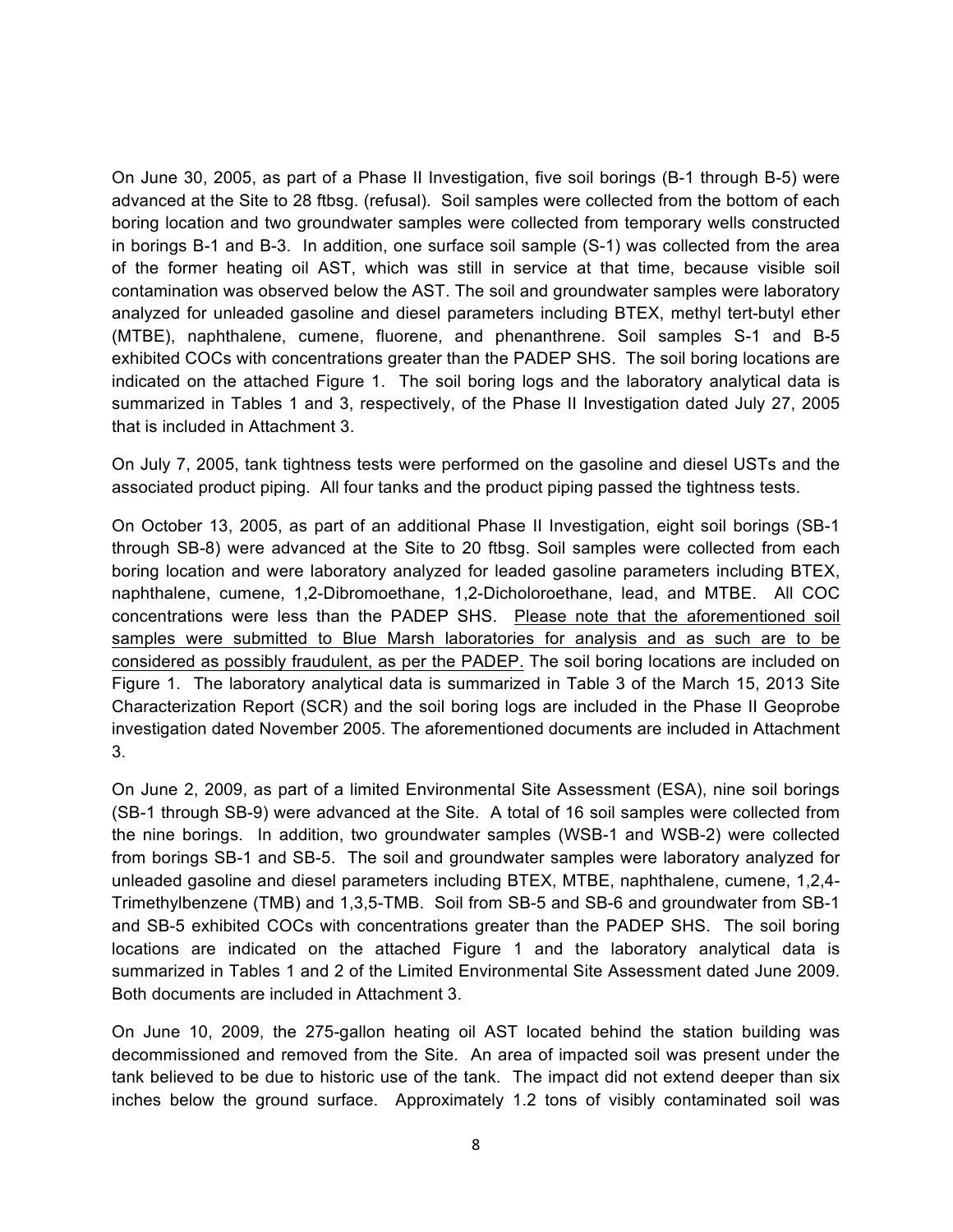On June 30, 2005, as part of a Phase II Investigation, five soil borings (B-1 through B-5) were advanced at the Site to 28 ftbsg. (refusal). Soil samples were collected from the bottom of each boring location and two groundwater samples were collected from temporary wells constructed in borings B-1 and B-3. In addition, one surface soil sample (S-1) was collected from the area of the former heating oil AST, which was still in service at that time, because visible soil contamination was observed below the AST. The soil and groundwater samples were laboratory analyzed for unleaded gasoline and diesel parameters including BTEX, methyl tert-butyl ether (MTBE), naphthalene, cumene, fluorene, and phenanthrene. Soil samples S-1 and B-5 exhibited COCs with concentrations greater than the PADEP SHS. The soil boring locations are indicated on the attached Figure 1. The soil boring logs and the laboratory analytical data is summarized in Tables 1 and 3, respectively, of the Phase II Investigation dated July 27, 2005 that is included in Attachment 3.

On July 7, 2005, tank tightness tests were performed on the gasoline and diesel USTs and the associated product piping. All four tanks and the product piping passed the tightness tests.

On October 13, 2005, as part of an additional Phase II Investigation, eight soil borings (SB-1 through SB-8) were advanced at the Site to 20 ftbsg. Soil samples were collected from each boring location and were laboratory analyzed for leaded gasoline parameters including BTEX, naphthalene, cumene, 1,2-Dibromoethane, 1,2-Dicholoroethane, lead, and MTBE. All COC concentrations were less than the PADEP SHS. <u>Please note that the aforementioned soil samples were submitted to Blue Marsh laboratories for analysis and as such are to be considered as possibly fraudulent, as per the PADEP.</u> The soil boring locations are included on Figure 1. The laboratory analytical data is summarized in Table 3 of the March 15, 2013 Site Characterization Report (SCR) and the soil boring logs are included in the Phase II Geoprobe investigation dated November 2005. The aforementioned documents are included in Attachment 3.

On June 2, 2009, as part of a limited Environmental Site Assessment (ESA), nine soil borings (SB-1 through SB-9) were advanced at the Site. A total of 16 soil samples were collected from the nine borings. In addition, two groundwater samples (WSB-1 and WSB-2) were collected from borings SB-1 and SB-5. The soil and groundwater samples were laboratory analyzed for unleaded gasoline and diesel parameters including BTEX, MTBE, naphthalene, cumene, 1,2,4-Trimethylbenzene (TMB) and 1,3,5-TMB. Soil from SB-5 and SB-6 and groundwater from SB-1 and SB-5 exhibited COCs with concentrations greater than the PADEP SHS. The soil boring locations are indicated on the attached Figure 1 and the laboratory analytical data is summarized in Tables 1 and 2 of the Limited Environmental Site Assessment dated June 2009. Both documents are included in Attachment 3.

On June 10, 2009, the 275-gallon heating oil AST located behind the station building was decommissioned and removed from the Site. An area of impacted soil was present under the tank believed to be due to historic use of the tank. The impact did not extend deeper than six inches below the ground surface. Approximately 1.2 tons of visibly contaminated soil was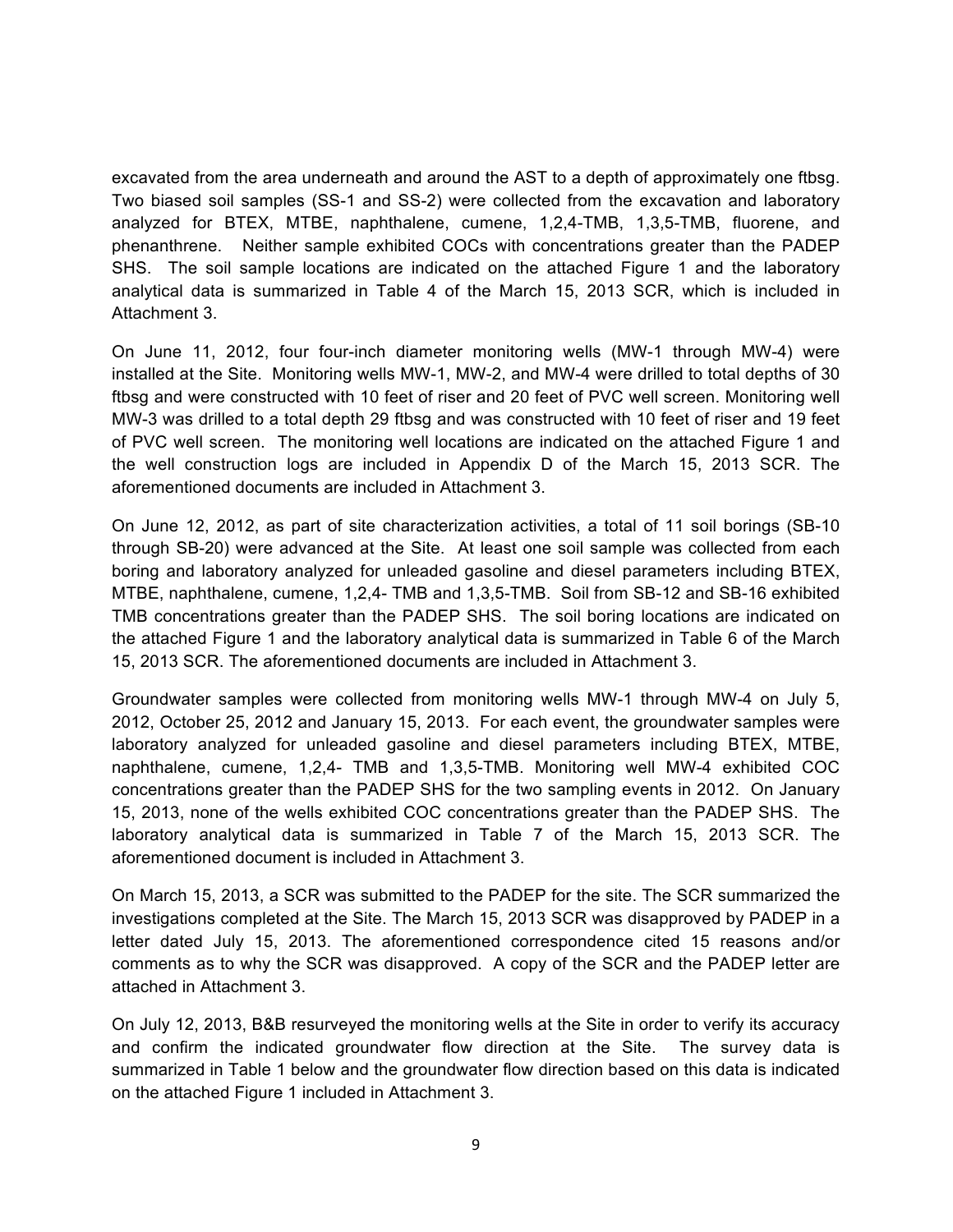excavated from the area underneath and around the AST to a depth of approximately one ftbsg. Two biased soil samples (SS-1 and SS-2) were collected from the excavation and laboratory analyzed for BTEX, MTBE, naphthalene, cumene, 1,2,4-TMB, 1,3,5-TMB, fluorene, and phenanthrene. Neither sample exhibited COCs with concentrations greater than the PADEP SHS. The soil sample locations are indicated on the attached Figure 1 and the laboratory analytical data is summarized in Table 4 of the March 15, 2013 SCR, which is included in Attachment 3.

On June 11, 2012, four four-inch diameter monitoring wells (MW-1 through MW-4) were installed at the Site. Monitoring wells MW-1, MW-2, and MW-4 were drilled to total depths of 30 ftbsg and were constructed with 10 feet of riser and 20 feet of PVC well screen. Monitoring well MW-3 was drilled to a total depth 29 ftbsg and was constructed with 10 feet of riser and 19 feet of PVC well screen. The monitoring well locations are indicated on the attached Figure 1 and the well construction logs are included in Appendix D of the March 15, 2013 SCR. The aforementioned documents are included in Attachment 3.

On June 12, 2012, as part of site characterization activities, a total of 11 soil borings (SB-10 through SB-20) were advanced at the Site. At least one soil sample was collected from each boring and laboratory analyzed for unleaded gasoline and diesel parameters including BTEX, MTBE, naphthalene, cumene, 1,2,4- TMB and 1,3,5-TMB. Soil from SB-12 and SB-16 exhibited TMB concentrations greater than the PADEP SHS. The soil boring locations are indicated on the attached Figure 1 and the laboratory analytical data is summarized in Table 6 of the March 15, 2013 SCR. The aforementioned documents are included in Attachment 3.

Groundwater samples were collected from monitoring wells MW-1 through MW-4 on July 5, 2012, October 25, 2012 and January 15, 2013. For each event, the groundwater samples were laboratory analyzed for unleaded gasoline and diesel parameters including BTEX, MTBE, naphthalene, cumene, 1,2,4- TMB and 1,3,5-TMB. Monitoring well MW-4 exhibited COC concentrations greater than the PADEP SHS for the two sampling events in 2012. On January 15, 2013, none of the wells exhibited COC concentrations greater than the PADEP SHS. The laboratory analytical data is summarized in Table 7 of the March 15, 2013 SCR. The aforementioned document is included in Attachment 3.

On March 15, 2013, a SCR was submitted to the PADEP for the site. The SCR summarized the investigations completed at the Site. The March 15, 2013 SCR was disapproved by PADEP in a letter dated July 15, 2013. The aforementioned correspondence cited 15 reasons and/or comments as to why the SCR was disapproved. A copy of the SCR and the PADEP letter are attached in Attachment 3.

On July 12, 2013, B&B resurveyed the monitoring wells at the Site in order to verify its accuracy and confirm the indicated groundwater flow direction at the Site. The survey data is summarized in Table 1 below and the groundwater flow direction based on this data is indicated on the attached Figure 1 included in Attachment 3.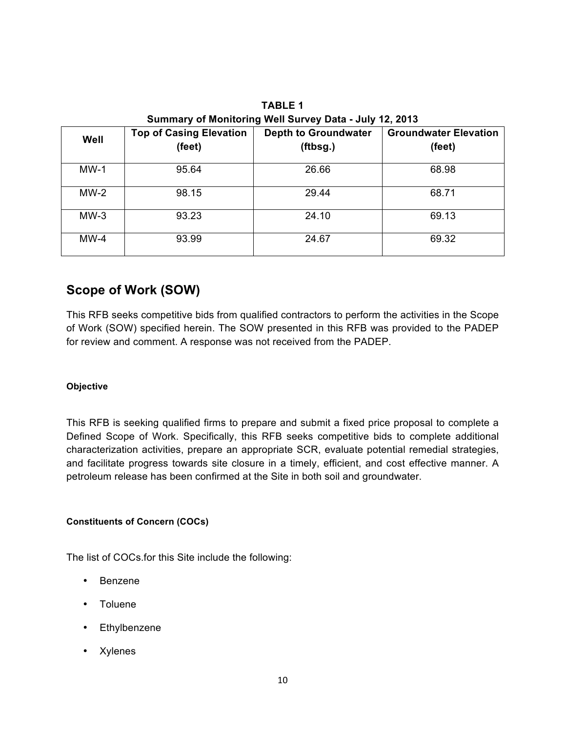**TABLE 1**
**Summary of Monitoring Well Survey Data - July 12, 2013**

| Well | Top of Casing Elevation (feet) | Depth to Groundwater (ftbsg.) | Groundwater Elevation (feet) |
|---|---|---|---|
| MW-1 | 95.64 | 26.66 | 68.98 |
| MW-2 | 98.15 | 29.44 | 68.71 |
| MW-3 | 93.23 | 24.10 | 69.13 |
| MW-4 | 93.99 | 24.67 | 69.32 |

## Scope of Work (SOW)

This RFB seeks competitive bids from qualified contractors to perform the activities in the Scope of Work (SOW) specified herein. The SOW presented in this RFB was provided to the PADEP for review and comment. A response was not received from the PADEP.

#### Objective

This RFB is seeking qualified firms to prepare and submit a fixed price proposal to complete a Defined Scope of Work. Specifically, this RFB seeks competitive bids to complete additional characterization activities, prepare an appropriate SCR, evaluate potential remedial strategies, and facilitate progress towards site closure in a timely, efficient, and cost effective manner. A petroleum release has been confirmed at the Site in both soil and groundwater.

#### Constituents of Concern (COCs)

The list of COCs.for this Site include the following:

- Benzene
- Toluene
- Ethylbenzene
- Xylenes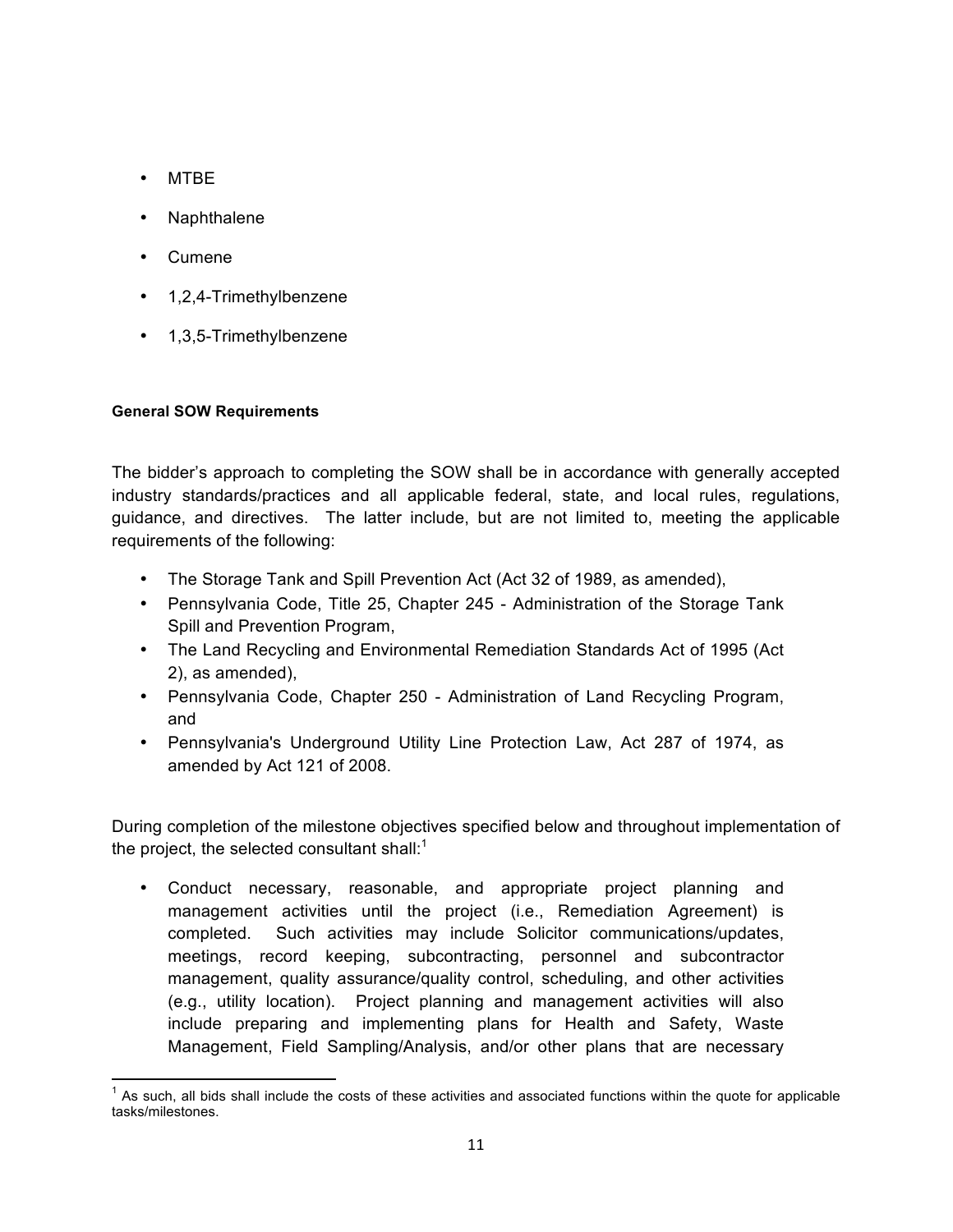- MTBE
- Naphthalene
- Cumene
- 1,2,4-Trimethylbenzene
- 1,3,5-Trimethylbenzene

**General SOW Requirements**

The bidder's approach to completing the SOW shall be in accordance with generally accepted industry standards/practices and all applicable federal, state, and local rules, regulations, guidance, and directives. The latter include, but are not limited to, meeting the applicable requirements of the following:

- The Storage Tank and Spill Prevention Act (Act 32 of 1989, as amended),
- Pennsylvania Code, Title 25, Chapter 245 - Administration of the Storage Tank Spill and Prevention Program,
- The Land Recycling and Environmental Remediation Standards Act of 1995 (Act 2), as amended),
- Pennsylvania Code, Chapter 250 - Administration of Land Recycling Program, and
- Pennsylvania's Underground Utility Line Protection Law, Act 287 of 1974, as amended by Act 121 of 2008.

During completion of the milestone objectives specified below and throughout implementation of the project, the selected consultant shall:[1]

- Conduct necessary, reasonable, and appropriate project planning and management activities until the project (i.e., Remediation Agreement) is completed. Such activities may include Solicitor communications/updates, meetings, record keeping, subcontracting, personnel and subcontractor management, quality assurance/quality control, scheduling, and other activities (e.g., utility location). Project planning and management activities will also include preparing and implementing plans for Health and Safety, Waste Management, Field Sampling/Analysis, and/or other plans that are necessary

[1] As such, all bids shall include the costs of these activities and associated functions within the quote for applicable tasks/milestones.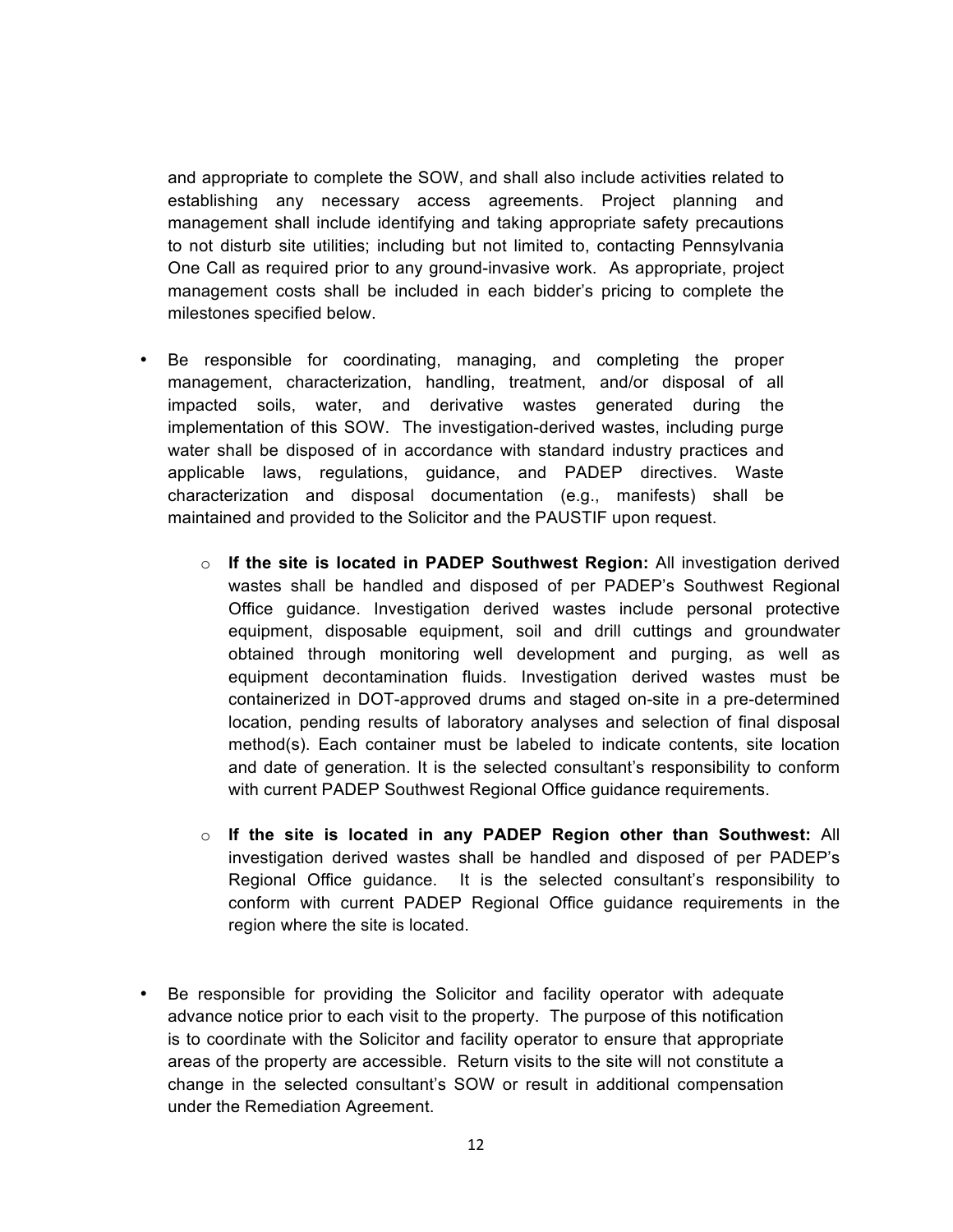and appropriate to complete the SOW, and shall also include activities related to establishing any necessary access agreements. Project planning and management shall include identifying and taking appropriate safety precautions to not disturb site utilities; including but not limited to, contacting Pennsylvania One Call as required prior to any ground-invasive work. As appropriate, project management costs shall be included in each bidder's pricing to complete the milestones specified below.

- Be responsible for coordinating, managing, and completing the proper management, characterization, handling, treatment, and/or disposal of all impacted soils, water, and derivative wastes generated during the implementation of this SOW. The investigation-derived wastes, including purge water shall be disposed of in accordance with standard industry practices and applicable laws, regulations, guidance, and PADEP directives. Waste characterization and disposal documentation (e.g., manifests) shall be maintained and provided to the Solicitor and the PAUSTIF upon request.
    - **If the site is located in PADEP Southwest Region:** All investigation derived wastes shall be handled and disposed of per PADEP's Southwest Regional Office guidance. Investigation derived wastes include personal protective equipment, disposable equipment, soil and drill cuttings and groundwater obtained through monitoring well development and purging, as well as equipment decontamination fluids. Investigation derived wastes must be containerized in DOT-approved drums and staged on-site in a pre-determined location, pending results of laboratory analyses and selection of final disposal method(s). Each container must be labeled to indicate contents, site location and date of generation. It is the selected consultant's responsibility to conform with current PADEP Southwest Regional Office guidance requirements.
    - **If the site is located in any PADEP Region other than Southwest:** All investigation derived wastes shall be handled and disposed of per PADEP's Regional Office guidance. It is the selected consultant's responsibility to conform with current PADEP Regional Office guidance requirements in the region where the site is located.

- Be responsible for providing the Solicitor and facility operator with adequate advance notice prior to each visit to the property. The purpose of this notification is to coordinate with the Solicitor and facility operator to ensure that appropriate areas of the property are accessible. Return visits to the site will not constitute a change in the selected consultant's SOW or result in additional compensation under the Remediation Agreement.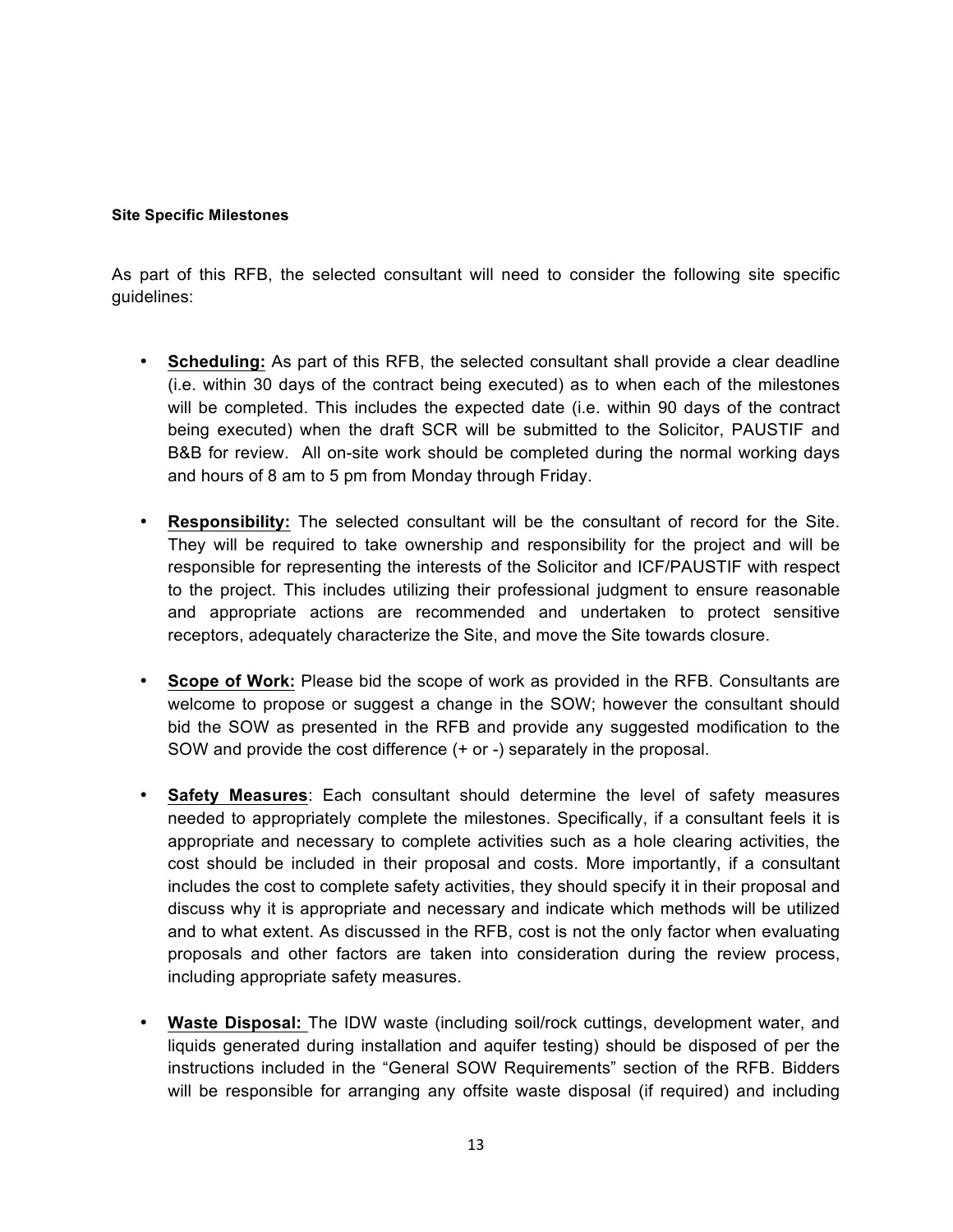#### Site Specific Milestones

As part of this RFB, the selected consultant will need to consider the following site specific guidelines:

- **Scheduling:** As part of this RFB, the selected consultant shall provide a clear deadline (i.e. within 30 days of the contract being executed) as to when each of the milestones will be completed. This includes the expected date (i.e. within 90 days of the contract being executed) when the draft SCR will be submitted to the Solicitor, PAUSTIF and B&B for review. All on-site work should be completed during the normal working days and hours of 8 am to 5 pm from Monday through Friday.

- **Responsibility:** The selected consultant will be the consultant of record for the Site. They will be required to take ownership and responsibility for the project and will be responsible for representing the interests of the Solicitor and ICF/PAUSTIF with respect to the project. This includes utilizing their professional judgment to ensure reasonable and appropriate actions are recommended and undertaken to protect sensitive receptors, adequately characterize the Site, and move the Site towards closure.

- **Scope of Work:** Please bid the scope of work as provided in the RFB. Consultants are welcome to propose or suggest a change in the SOW; however the consultant should bid the SOW as presented in the RFB and provide any suggested modification to the SOW and provide the cost difference (+ or -) separately in the proposal.

- **Safety Measures**: Each consultant should determine the level of safety measures needed to appropriately complete the milestones. Specifically, if a consultant feels it is appropriate and necessary to complete activities such as a hole clearing activities, the cost should be included in their proposal and costs. More importantly, if a consultant includes the cost to complete safety activities, they should specify it in their proposal and discuss why it is appropriate and necessary and indicate which methods will be utilized and to what extent. As discussed in the RFB, cost is not the only factor when evaluating proposals and other factors are taken into consideration during the review process, including appropriate safety measures.

- **Waste Disposal:** The IDW waste (including soil/rock cuttings, development water, and liquids generated during installation and aquifer testing) should be disposed of per the instructions included in the "General SOW Requirements" section of the RFB. Bidders will be responsible for arranging any offsite waste disposal (if required) and including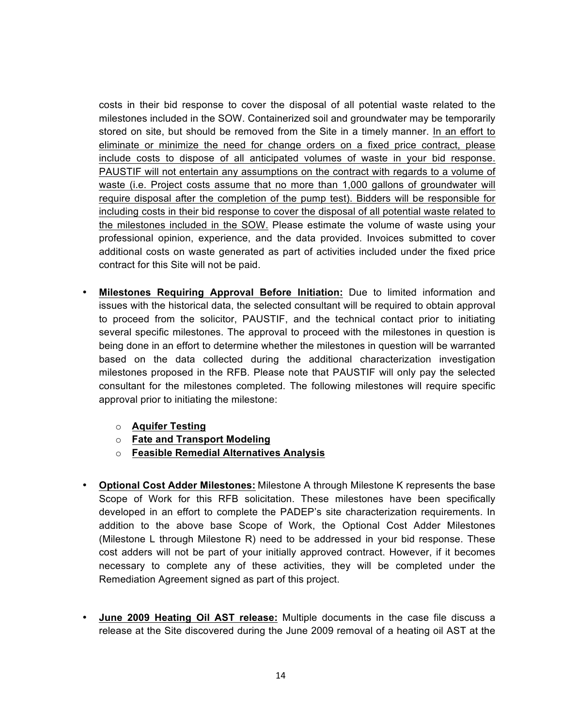costs in their bid response to cover the disposal of all potential waste related to the milestones included in the SOW. Containerized soil and groundwater may be temporarily stored on site, but should be removed from the Site in a timely manner. <u>In an effort to eliminate or minimize the need for change orders on a fixed price contract, please include costs to dispose of all anticipated volumes of waste in your bid response. PAUSTIF will not entertain any assumptions on the contract with regards to a volume of waste (i.e. Project costs assume that no more than 1,000 gallons of groundwater will require disposal after the completion of the pump test). Bidders will be responsible for including costs in their bid response to cover the disposal of all potential waste related to the milestones included in the SOW.</u> Please estimate the volume of waste using your professional opinion, experience, and the data provided. Invoices submitted to cover additional costs on waste generated as part of activities included under the fixed price contract for this Site will not be paid.

- **<u>Milestones Requiring Approval Before Initiation:</u>** Due to limited information and issues with the historical data, the selected consultant will be required to obtain approval to proceed from the solicitor, PAUSTIF, and the technical contact prior to initiating several specific milestones. The approval to proceed with the milestones in question is being done in an effort to determine whether the milestones in question will be warranted based on the data collected during the additional characterization investigation milestones proposed in the RFB. Please note that PAUSTIF will only pay the selected consultant for the milestones completed. The following milestones will require specific approval prior to initiating the milestone:

  - **<u>Aquifer Testing</u>**
  - **<u>Fate and Transport Modeling</u>**
  - **<u>Feasible Remedial Alternatives Analysis</u>**

- **<u>Optional Cost Adder Milestones:</u>** Milestone A through Milestone K represents the base Scope of Work for this RFB solicitation. These milestones have been specifically developed in an effort to complete the PADEP's site characterization requirements. In addition to the above base Scope of Work, the Optional Cost Adder Milestones (Milestone L through Milestone R) need to be addressed in your bid response. These cost adders will not be part of your initially approved contract. However, if it becomes necessary to complete any of these activities, they will be completed under the Remediation Agreement signed as part of this project.

- **<u>June 2009 Heating Oil AST release:</u>** Multiple documents in the case file discuss a release at the Site discovered during the June 2009 removal of a heating oil AST at the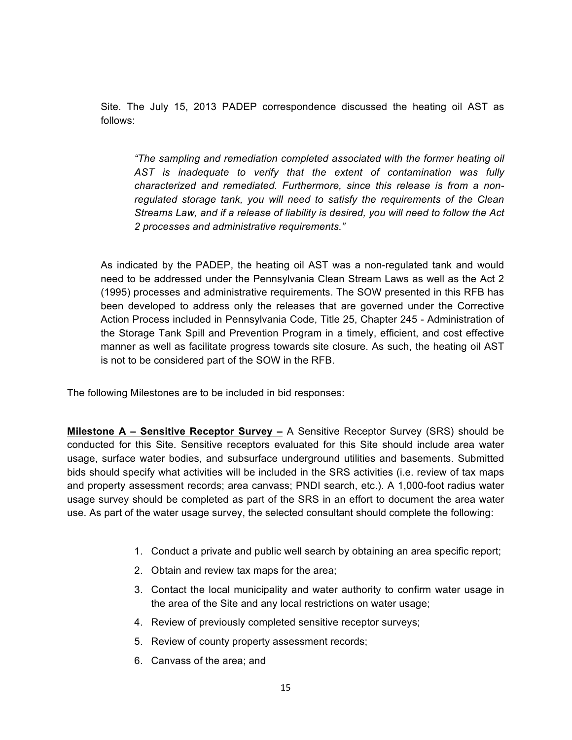Site. The July 15, 2013 PADEP correspondence discussed the heating oil AST as follows:

> *"The sampling and remediation completed associated with the former heating oil AST is inadequate to verify that the extent of contamination was fully characterized and remediated. Furthermore, since this release is from a non-regulated storage tank, you will need to satisfy the requirements of the Clean Streams Law, and if a release of liability is desired, you will need to follow the Act 2 processes and administrative requirements."*

As indicated by the PADEP, the heating oil AST was a non-regulated tank and would need to be addressed under the Pennsylvania Clean Stream Laws as well as the Act 2 (1995) processes and administrative requirements. The SOW presented in this RFB has been developed to address only the releases that are governed under the Corrective Action Process included in Pennsylvania Code, Title 25, Chapter 245 - Administration of the Storage Tank Spill and Prevention Program in a timely, efficient, and cost effective manner as well as facilitate progress towards site closure. As such, the heating oil AST is not to be considered part of the SOW in the RFB.

The following Milestones are to be included in bid responses:

**Milestone A – Sensitive Receptor Survey –** A Sensitive Receptor Survey (SRS) should be conducted for this Site. Sensitive receptors evaluated for this Site should include area water usage, surface water bodies, and subsurface underground utilities and basements. Submitted bids should specify what activities will be included in the SRS activities (i.e. review of tax maps and property assessment records; area canvass; PNDI search, etc.). A 1,000-foot radius water usage survey should be completed as part of the SRS in an effort to document the area water use. As part of the water usage survey, the selected consultant should complete the following:

1. Conduct a private and public well search by obtaining an area specific report;
2. Obtain and review tax maps for the area;
3. Contact the local municipality and water authority to confirm water usage in the area of the Site and any local restrictions on water usage;
4. Review of previously completed sensitive receptor surveys;
5. Review of county property assessment records;
6. Canvass of the area; and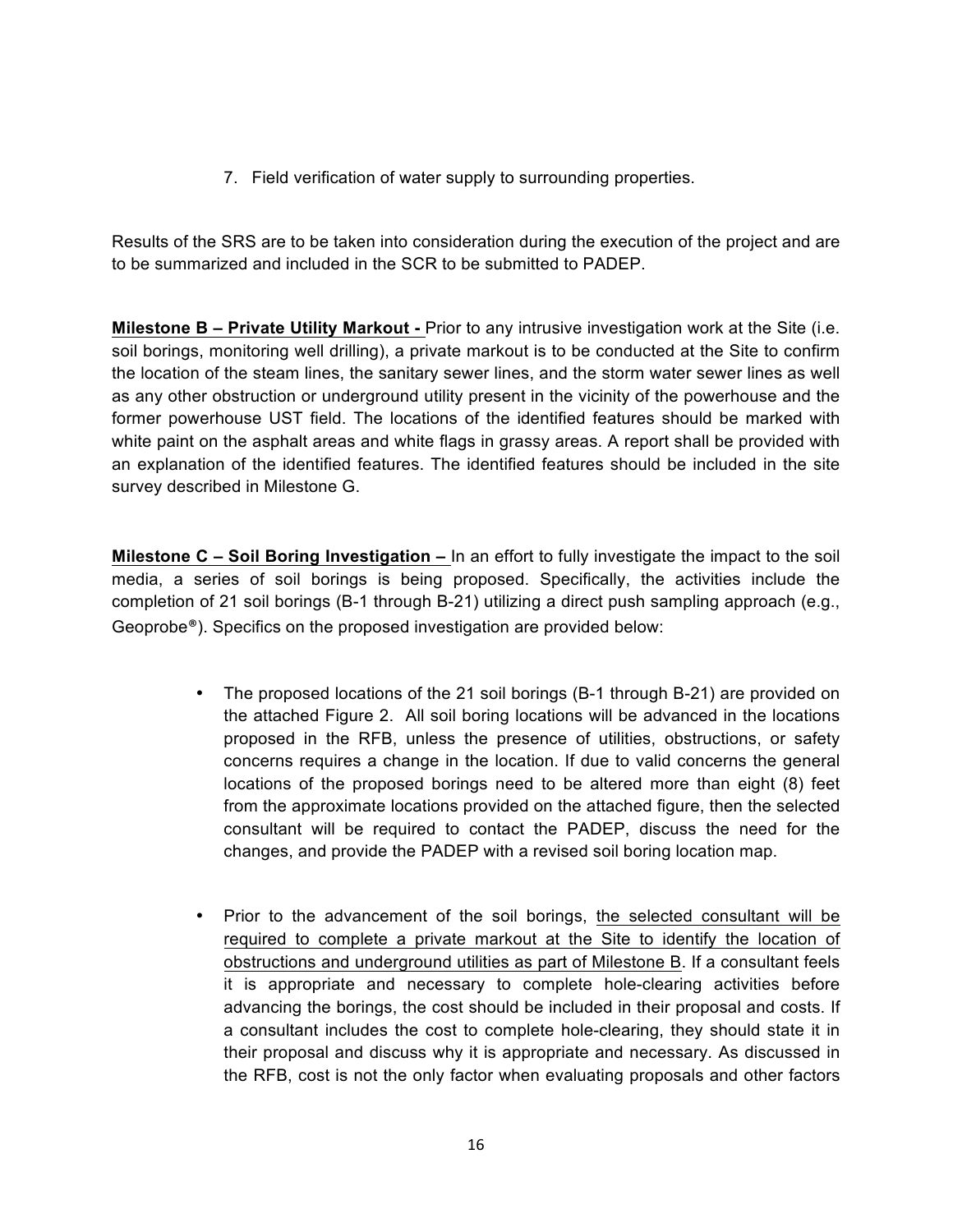7. Field verification of water supply to surrounding properties.

Results of the SRS are to be taken into consideration during the execution of the project and are to be summarized and included in the SCR to be submitted to PADEP.

**Milestone B – Private Utility Markout -** Prior to any intrusive investigation work at the Site (i.e. soil borings, monitoring well drilling), a private markout is to be conducted at the Site to confirm the location of the steam lines, the sanitary sewer lines, and the storm water sewer lines as well as any other obstruction or underground utility present in the vicinity of the powerhouse and the former powerhouse UST field. The locations of the identified features should be marked with white paint on the asphalt areas and white flags in grassy areas. A report shall be provided with an explanation of the identified features. The identified features should be included in the site survey described in Milestone G.

**Milestone C – Soil Boring Investigation –** In an effort to fully investigate the impact to the soil media, a series of soil borings is being proposed. Specifically, the activities include the completion of 21 soil borings (B-1 through B-21) utilizing a direct push sampling approach (e.g., Geoprobe®). Specifics on the proposed investigation are provided below:

- The proposed locations of the 21 soil borings (B-1 through B-21) are provided on the attached Figure 2. All soil boring locations will be advanced in the locations proposed in the RFB, unless the presence of utilities, obstructions, or safety concerns requires a change in the location. If due to valid concerns the general locations of the proposed borings need to be altered more than eight (8) feet from the approximate locations provided on the attached figure, then the selected consultant will be required to contact the PADEP, discuss the need for the changes, and provide the PADEP with a revised soil boring location map.

- Prior to the advancement of the soil borings, the selected consultant will be required to complete a private markout at the Site to identify the location of obstructions and underground utilities as part of Milestone B. If a consultant feels it is appropriate and necessary to complete hole-clearing activities before advancing the borings, the cost should be included in their proposal and costs. If a consultant includes the cost to complete hole-clearing, they should state it in their proposal and discuss why it is appropriate and necessary. As discussed in the RFB, cost is not the only factor when evaluating proposals and other factors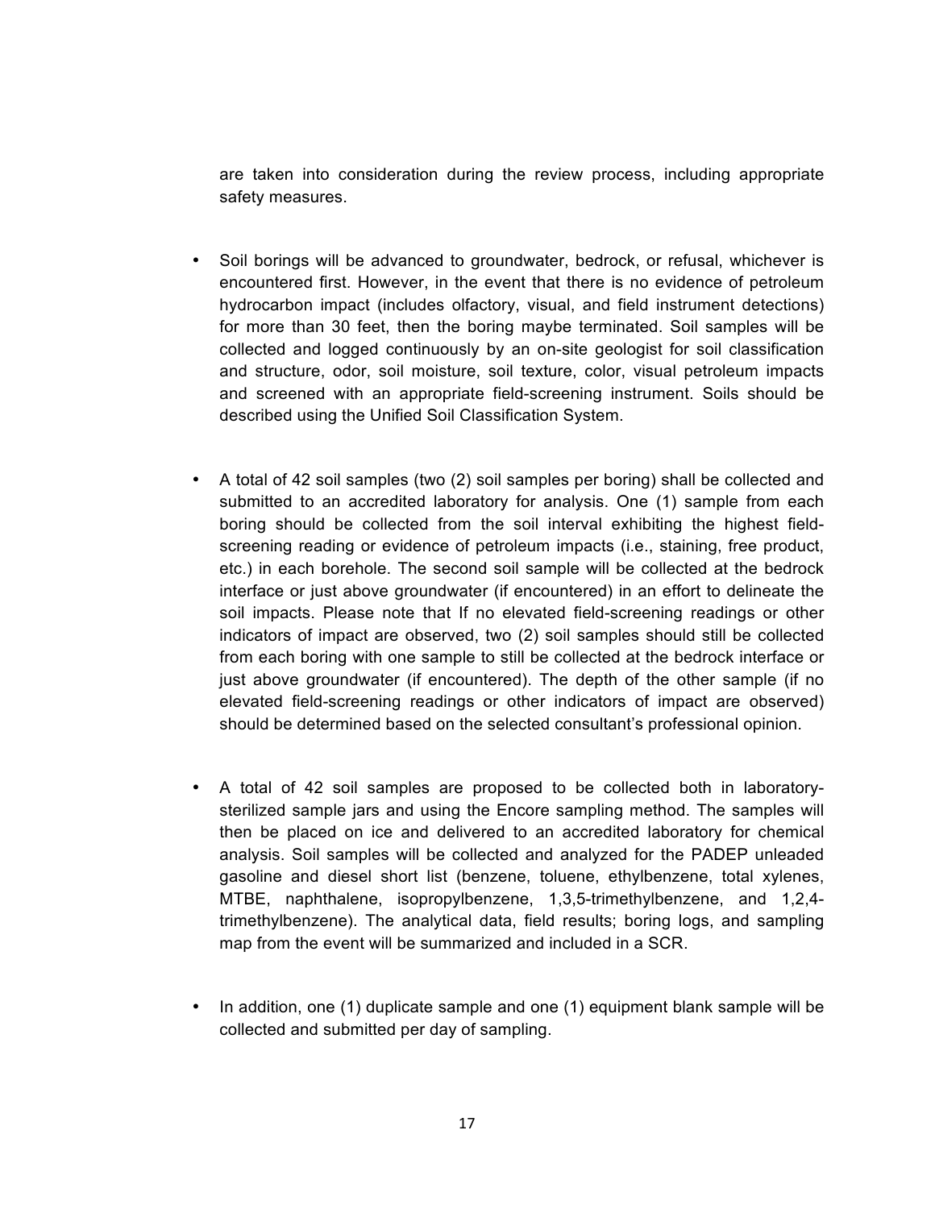are taken into consideration during the review process, including appropriate safety measures.

- Soil borings will be advanced to groundwater, bedrock, or refusal, whichever is encountered first. However, in the event that there is no evidence of petroleum hydrocarbon impact (includes olfactory, visual, and field instrument detections) for more than 30 feet, then the boring maybe terminated. Soil samples will be collected and logged continuously by an on-site geologist for soil classification and structure, odor, soil moisture, soil texture, color, visual petroleum impacts and screened with an appropriate field-screening instrument. Soils should be described using the Unified Soil Classification System.

- A total of 42 soil samples (two (2) soil samples per boring) shall be collected and submitted to an accredited laboratory for analysis. One (1) sample from each boring should be collected from the soil interval exhibiting the highest field-screening reading or evidence of petroleum impacts (i.e., staining, free product, etc.) in each borehole. The second soil sample will be collected at the bedrock interface or just above groundwater (if encountered) in an effort to delineate the soil impacts. Please note that If no elevated field-screening readings or other indicators of impact are observed, two (2) soil samples should still be collected from each boring with one sample to still be collected at the bedrock interface or just above groundwater (if encountered). The depth of the other sample (if no elevated field-screening readings or other indicators of impact are observed) should be determined based on the selected consultant's professional opinion.

- A total of 42 soil samples are proposed to be collected both in laboratory-sterilized sample jars and using the Encore sampling method. The samples will then be placed on ice and delivered to an accredited laboratory for chemical analysis. Soil samples will be collected and analyzed for the PADEP unleaded gasoline and diesel short list (benzene, toluene, ethylbenzene, total xylenes, MTBE, naphthalene, isopropylbenzene, 1,3,5-trimethylbenzene, and 1,2,4-trimethylbenzene). The analytical data, field results; boring logs, and sampling map from the event will be summarized and included in a SCR.

- In addition, one (1) duplicate sample and one (1) equipment blank sample will be collected and submitted per day of sampling.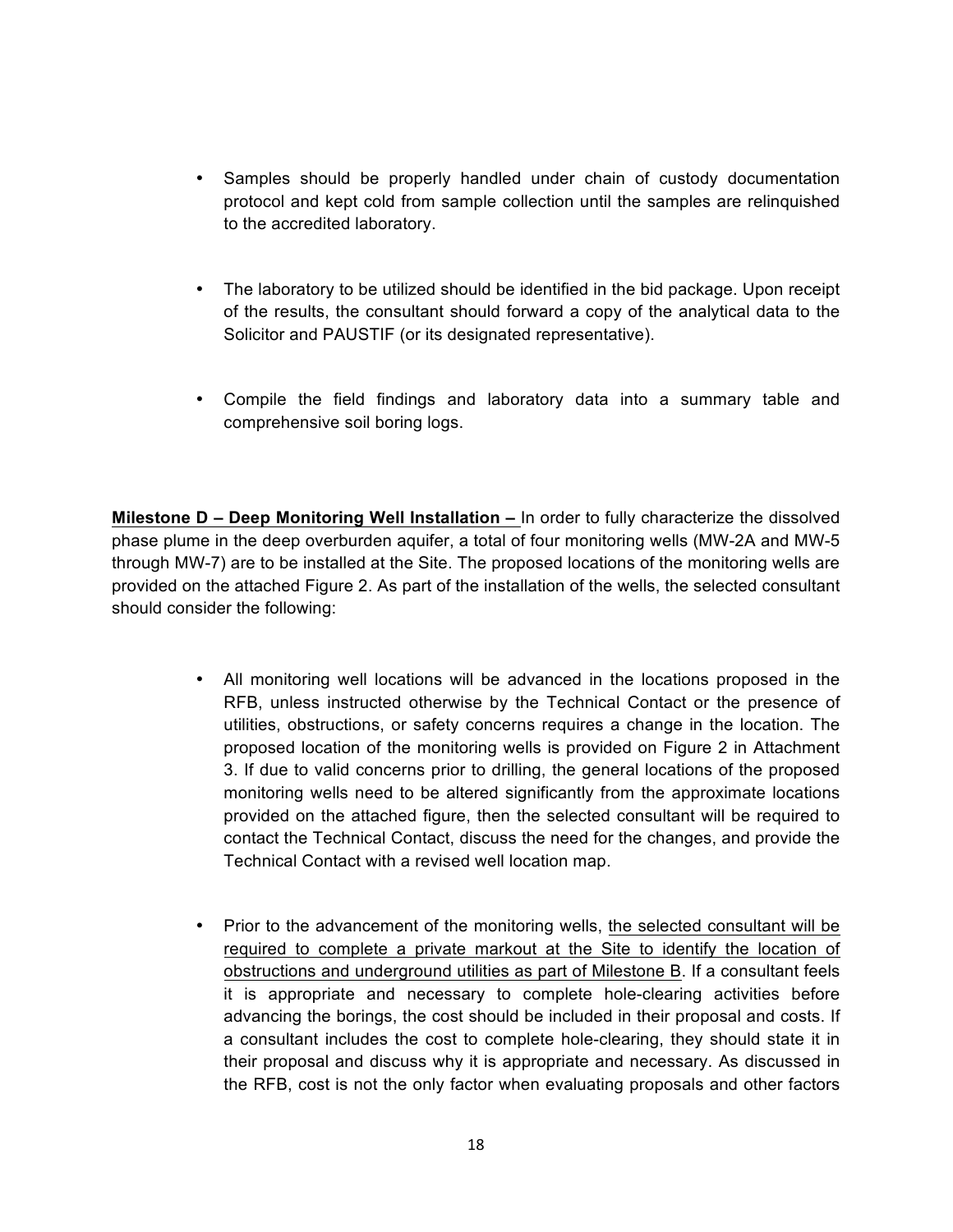- Samples should be properly handled under chain of custody documentation protocol and kept cold from sample collection until the samples are relinquished to the accredited laboratory.

- The laboratory to be utilized should be identified in the bid package. Upon receipt of the results, the consultant should forward a copy of the analytical data to the Solicitor and PAUSTIF (or its designated representative).

- Compile the field findings and laboratory data into a summary table and comprehensive soil boring logs.

**Milestone D – Deep Monitoring Well Installation –** In order to fully characterize the dissolved phase plume in the deep overburden aquifer, a total of four monitoring wells (MW-2A and MW-5 through MW-7) are to be installed at the Site. The proposed locations of the monitoring wells are provided on the attached Figure 2. As part of the installation of the wells, the selected consultant should consider the following:

- All monitoring well locations will be advanced in the locations proposed in the RFB, unless instructed otherwise by the Technical Contact or the presence of utilities, obstructions, or safety concerns requires a change in the location. The proposed location of the monitoring wells is provided on Figure 2 in Attachment 3. If due to valid concerns prior to drilling, the general locations of the proposed monitoring wells need to be altered significantly from the approximate locations provided on the attached figure, then the selected consultant will be required to contact the Technical Contact, discuss the need for the changes, and provide the Technical Contact with a revised well location map.

- Prior to the advancement of the monitoring wells, <u>the selected consultant will be required to complete a private markout at the Site to identify the location of obstructions and underground utilities as part of Milestone B</u>. If a consultant feels it is appropriate and necessary to complete hole-clearing activities before advancing the borings, the cost should be included in their proposal and costs. If a consultant includes the cost to complete hole-clearing, they should state it in their proposal and discuss why it is appropriate and necessary. As discussed in the RFB, cost is not the only factor when evaluating proposals and other factors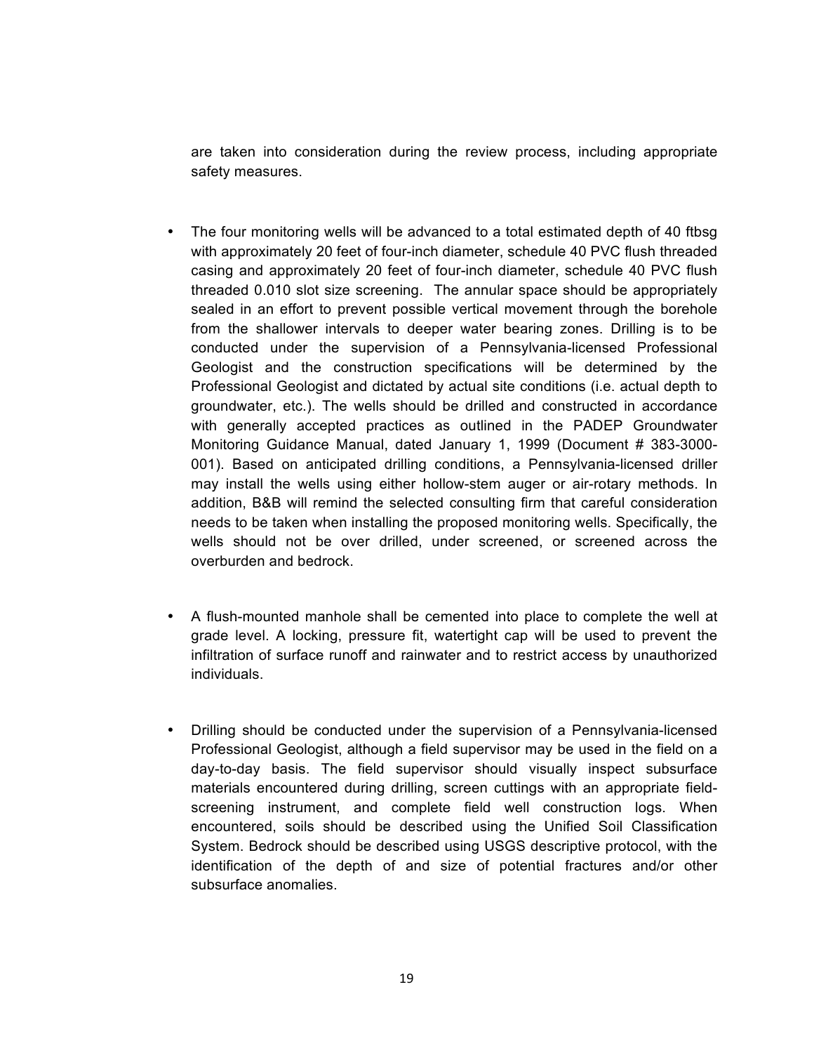are taken into consideration during the review process, including appropriate safety measures.

- The four monitoring wells will be advanced to a total estimated depth of 40 ftbsg with approximately 20 feet of four-inch diameter, schedule 40 PVC flush threaded casing and approximately 20 feet of four-inch diameter, schedule 40 PVC flush threaded 0.010 slot size screening. The annular space should be appropriately sealed in an effort to prevent possible vertical movement through the borehole from the shallower intervals to deeper water bearing zones. Drilling is to be conducted under the supervision of a Pennsylvania-licensed Professional Geologist and the construction specifications will be determined by the Professional Geologist and dictated by actual site conditions (i.e. actual depth to groundwater, etc.). The wells should be drilled and constructed in accordance with generally accepted practices as outlined in the PADEP Groundwater Monitoring Guidance Manual, dated January 1, 1999 (Document # 383-3000-001). Based on anticipated drilling conditions, a Pennsylvania-licensed driller may install the wells using either hollow-stem auger or air-rotary methods. In addition, B&B will remind the selected consulting firm that careful consideration needs to be taken when installing the proposed monitoring wells. Specifically, the wells should not be over drilled, under screened, or screened across the overburden and bedrock.

- A flush-mounted manhole shall be cemented into place to complete the well at grade level. A locking, pressure fit, watertight cap will be used to prevent the infiltration of surface runoff and rainwater and to restrict access by unauthorized individuals.

- Drilling should be conducted under the supervision of a Pennsylvania-licensed Professional Geologist, although a field supervisor may be used in the field on a day-to-day basis. The field supervisor should visually inspect subsurface materials encountered during drilling, screen cuttings with an appropriate field-screening instrument, and complete field well construction logs. When encountered, soils should be described using the Unified Soil Classification System. Bedrock should be described using USGS descriptive protocol, with the identification of the depth of and size of potential fractures and/or other subsurface anomalies.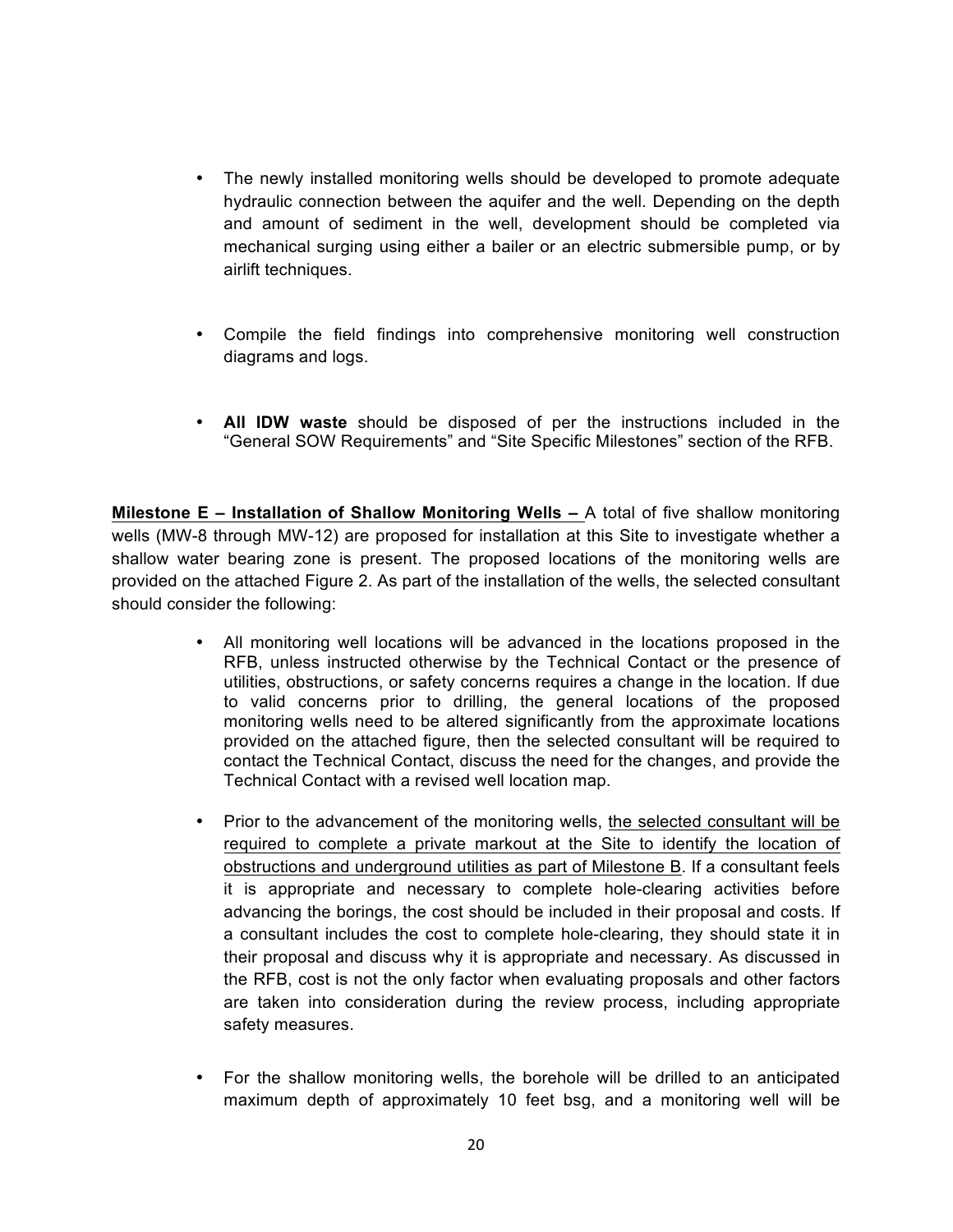- The newly installed monitoring wells should be developed to promote adequate hydraulic connection between the aquifer and the well. Depending on the depth and amount of sediment in the well, development should be completed via mechanical surging using either a bailer or an electric submersible pump, or by airlift techniques.

- Compile the field findings into comprehensive monitoring well construction diagrams and logs.

- **All IDW waste** should be disposed of per the instructions included in the "General SOW Requirements" and "Site Specific Milestones" section of the RFB.

<u>**Milestone E – Installation of Shallow Monitoring Wells –**</u> A total of five shallow monitoring wells (MW-8 through MW-12) are proposed for installation at this Site to investigate whether a shallow water bearing zone is present. The proposed locations of the monitoring wells are provided on the attached Figure 2. As part of the installation of the wells, the selected consultant should consider the following:

- All monitoring well locations will be advanced in the locations proposed in the RFB, unless instructed otherwise by the Technical Contact or the presence of utilities, obstructions, or safety concerns requires a change in the location. If due to valid concerns prior to drilling, the general locations of the proposed monitoring wells need to be altered significantly from the approximate locations provided on the attached figure, then the selected consultant will be required to contact the Technical Contact, discuss the need for the changes, and provide the Technical Contact with a revised well location map.

- Prior to the advancement of the monitoring wells, <u>the selected consultant will be required to complete a private markout at the Site to identify the location of obstructions and underground utilities as part of Milestone B</u>. If a consultant feels it is appropriate and necessary to complete hole-clearing activities before advancing the borings, the cost should be included in their proposal and costs. If a consultant includes the cost to complete hole-clearing, they should state it in their proposal and discuss why it is appropriate and necessary. As discussed in the RFB, cost is not the only factor when evaluating proposals and other factors are taken into consideration during the review process, including appropriate safety measures.

- For the shallow monitoring wells, the borehole will be drilled to an anticipated maximum depth of approximately 10 feet bsg, and a monitoring well will be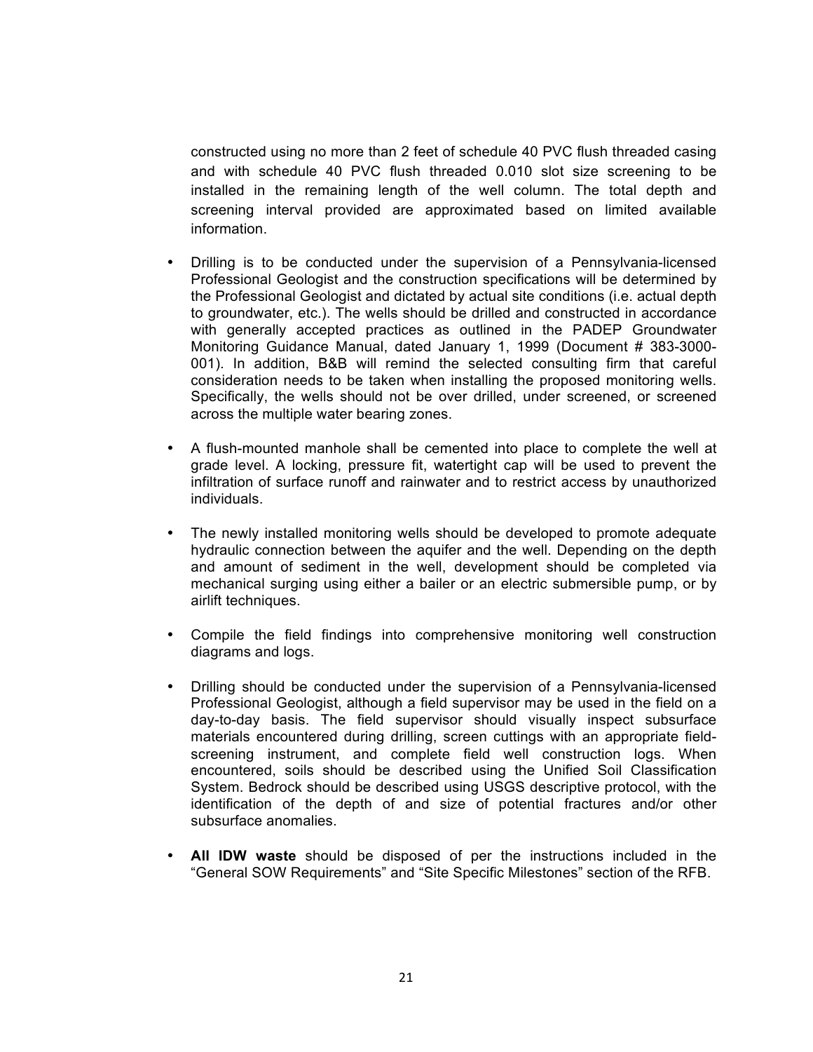constructed using no more than 2 feet of schedule 40 PVC flush threaded casing and with schedule 40 PVC flush threaded 0.010 slot size screening to be installed in the remaining length of the well column. The total depth and screening interval provided are approximated based on limited available information.

- Drilling is to be conducted under the supervision of a Pennsylvania-licensed Professional Geologist and the construction specifications will be determined by the Professional Geologist and dictated by actual site conditions (i.e. actual depth to groundwater, etc.). The wells should be drilled and constructed in accordance with generally accepted practices as outlined in the PADEP Groundwater Monitoring Guidance Manual, dated January 1, 1999 (Document # 383-3000-001). In addition, B&B will remind the selected consulting firm that careful consideration needs to be taken when installing the proposed monitoring wells. Specifically, the wells should not be over drilled, under screened, or screened across the multiple water bearing zones.

- A flush-mounted manhole shall be cemented into place to complete the well at grade level. A locking, pressure fit, watertight cap will be used to prevent the infiltration of surface runoff and rainwater and to restrict access by unauthorized individuals.

- The newly installed monitoring wells should be developed to promote adequate hydraulic connection between the aquifer and the well. Depending on the depth and amount of sediment in the well, development should be completed via mechanical surging using either a bailer or an electric submersible pump, or by airlift techniques.

- Compile the field findings into comprehensive monitoring well construction diagrams and logs.

- Drilling should be conducted under the supervision of a Pennsylvania-licensed Professional Geologist, although a field supervisor may be used in the field on a day-to-day basis. The field supervisor should visually inspect subsurface materials encountered during drilling, screen cuttings with an appropriate field-screening instrument, and complete field well construction logs. When encountered, soils should be described using the Unified Soil Classification System. Bedrock should be described using USGS descriptive protocol, with the identification of the depth of and size of potential fractures and/or other subsurface anomalies.

- **All IDW waste** should be disposed of per the instructions included in the "General SOW Requirements" and "Site Specific Milestones" section of the RFB.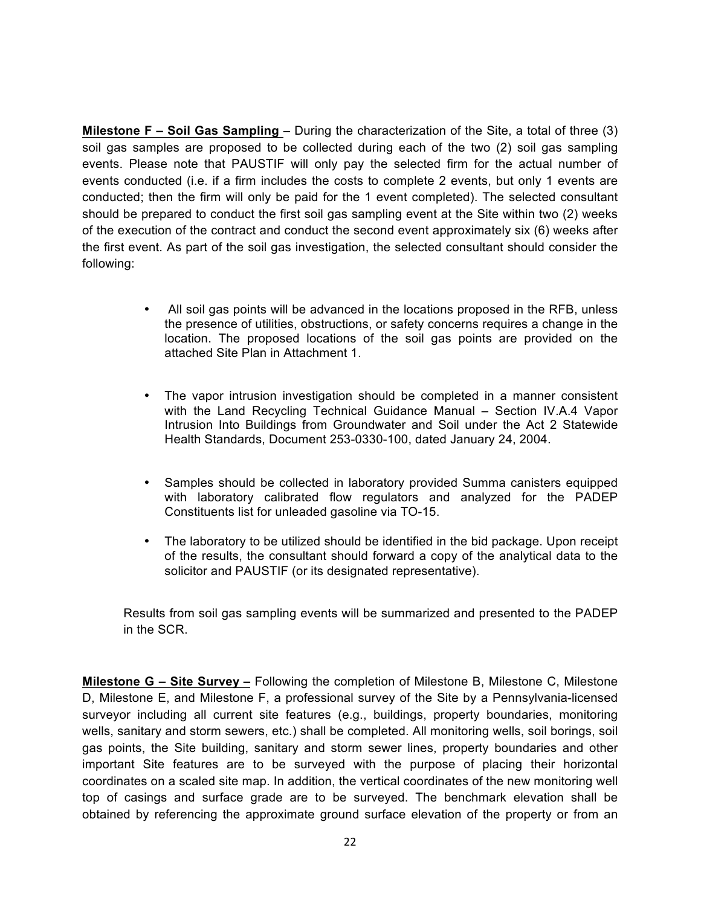**<u>Milestone F – Soil Gas Sampling</u>** – During the characterization of the Site, a total of three (3) soil gas samples are proposed to be collected during each of the two (2) soil gas sampling events. Please note that PAUSTIF will only pay the selected firm for the actual number of events conducted (i.e. if a firm includes the costs to complete 2 events, but only 1 events are conducted; then the firm will only be paid for the 1 event completed). The selected consultant should be prepared to conduct the first soil gas sampling event at the Site within two (2) weeks of the execution of the contract and conduct the second event approximately six (6) weeks after the first event. As part of the soil gas investigation, the selected consultant should consider the following:

- All soil gas points will be advanced in the locations proposed in the RFB, unless the presence of utilities, obstructions, or safety concerns requires a change in the location. The proposed locations of the soil gas points are provided on the attached Site Plan in Attachment 1.
- The vapor intrusion investigation should be completed in a manner consistent with the Land Recycling Technical Guidance Manual – Section IV.A.4 Vapor Intrusion Into Buildings from Groundwater and Soil under the Act 2 Statewide Health Standards, Document 253-0330-100, dated January 24, 2004.
- Samples should be collected in laboratory provided Summa canisters equipped with laboratory calibrated flow regulators and analyzed for the PADEP Constituents list for unleaded gasoline via TO-15.
- The laboratory to be utilized should be identified in the bid package. Upon receipt of the results, the consultant should forward a copy of the analytical data to the solicitor and PAUSTIF (or its designated representative).

Results from soil gas sampling events will be summarized and presented to the PADEP in the SCR.

**<u>Milestone G – Site Survey –</u>** Following the completion of Milestone B, Milestone C, Milestone D, Milestone E, and Milestone F, a professional survey of the Site by a Pennsylvania-licensed surveyor including all current site features (e.g., buildings, property boundaries, monitoring wells, sanitary and storm sewers, etc.) shall be completed. All monitoring wells, soil borings, soil gas points, the Site building, sanitary and storm sewer lines, property boundaries and other important Site features are to be surveyed with the purpose of placing their horizontal coordinates on a scaled site map. In addition, the vertical coordinates of the new monitoring well top of casings and surface grade are to be surveyed. The benchmark elevation shall be obtained by referencing the approximate ground surface elevation of the property or from an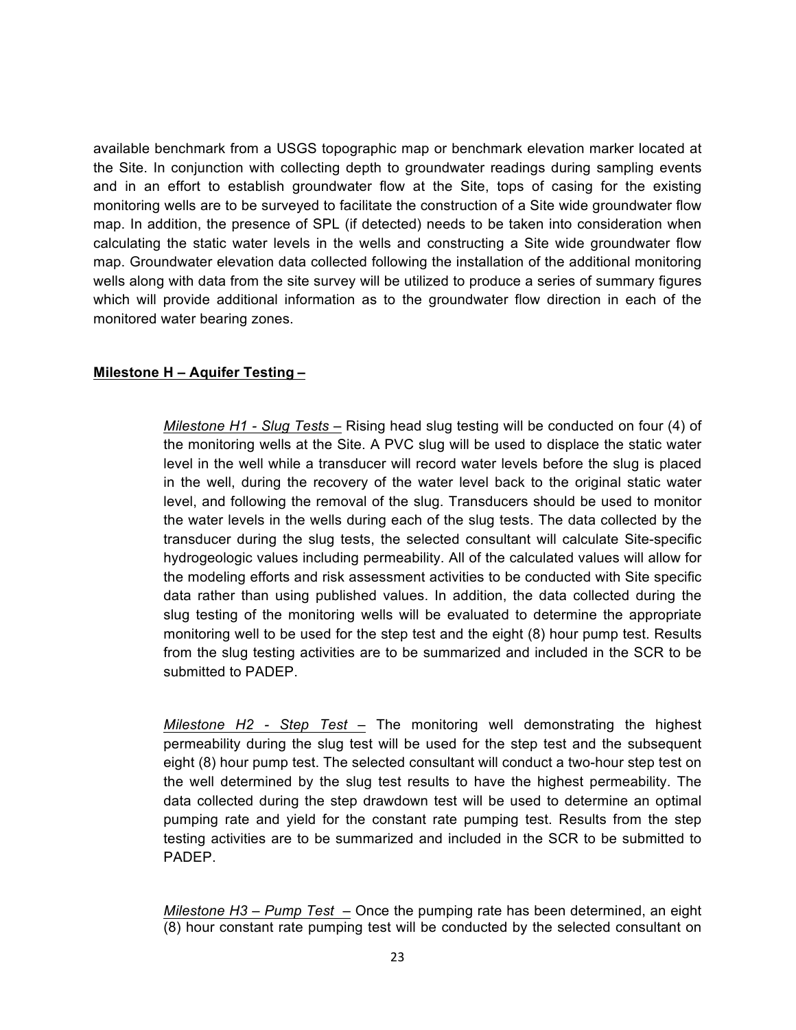available benchmark from a USGS topographic map or benchmark elevation marker located at the Site. In conjunction with collecting depth to groundwater readings during sampling events and in an effort to establish groundwater flow at the Site, tops of casing for the existing monitoring wells are to be surveyed to facilitate the construction of a Site wide groundwater flow map. In addition, the presence of SPL (if detected) needs to be taken into consideration when calculating the static water levels in the wells and constructing a Site wide groundwater flow map. Groundwater elevation data collected following the installation of the additional monitoring wells along with data from the site survey will be utilized to produce a series of summary figures which will provide additional information as to the groundwater flow direction in each of the monitored water bearing zones.

**<u>Milestone H – Aquifer Testing –</u>**

> *<u>Milestone H1 - Slug Tests</u>* – Rising head slug testing will be conducted on four (4) of the monitoring wells at the Site. A PVC slug will be used to displace the static water level in the well while a transducer will record water levels before the slug is placed in the well, during the recovery of the water level back to the original static water level, and following the removal of the slug. Transducers should be used to monitor the water levels in the wells during each of the slug tests. The data collected by the transducer during the slug tests, the selected consultant will calculate Site-specific hydrogeologic values including permeability. All of the calculated values will allow for the modeling efforts and risk assessment activities to be conducted with Site specific data rather than using published values. In addition, the data collected during the slug testing of the monitoring wells will be evaluated to determine the appropriate monitoring well to be used for the step test and the eight (8) hour pump test. Results from the slug testing activities are to be summarized and included in the SCR to be submitted to PADEP.

> *<u>Milestone H2 - Step Test</u>* – The monitoring well demonstrating the highest permeability during the slug test will be used for the step test and the subsequent eight (8) hour pump test. The selected consultant will conduct a two-hour step test on the well determined by the slug test results to have the highest permeability. The data collected during the step drawdown test will be used to determine an optimal pumping rate and yield for the constant rate pumping test. Results from the step testing activities are to be summarized and included in the SCR to be submitted to PADEP.

> *<u>Milestone H3 – Pump Test</u>* – Once the pumping rate has been determined, an eight (8) hour constant rate pumping test will be conducted by the selected consultant on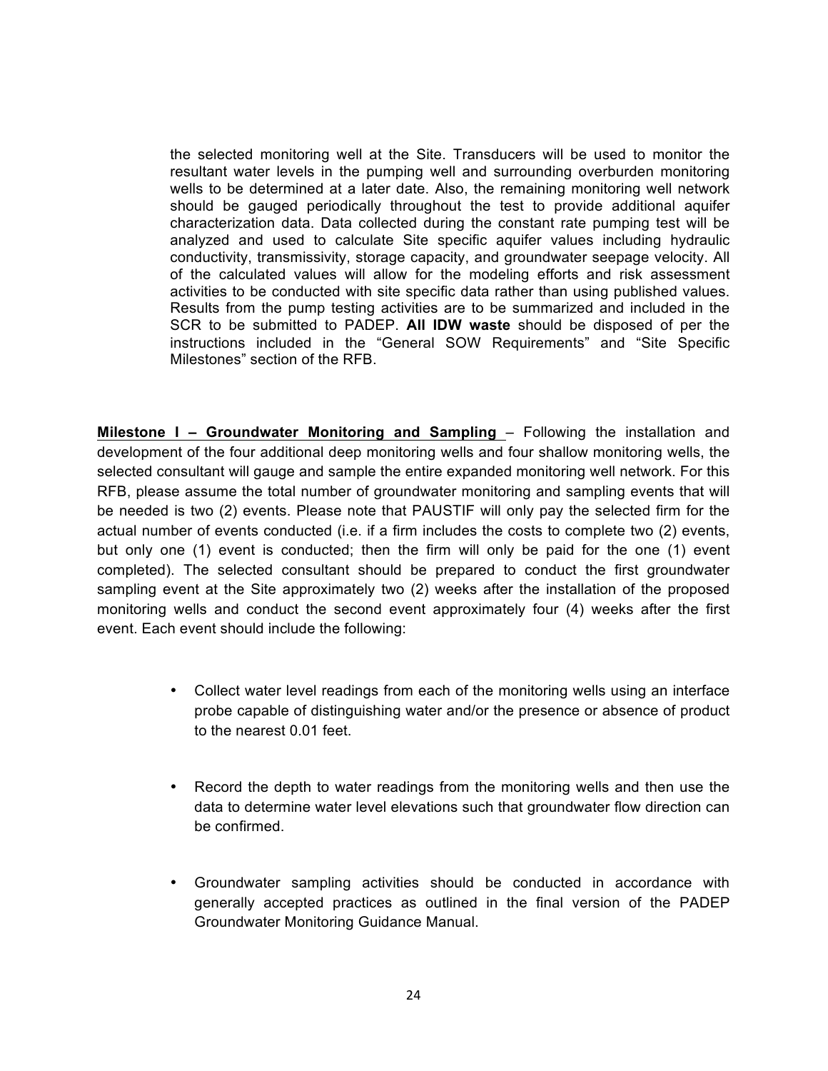the selected monitoring well at the Site. Transducers will be used to monitor the resultant water levels in the pumping well and surrounding overburden monitoring wells to be determined at a later date. Also, the remaining monitoring well network should be gauged periodically throughout the test to provide additional aquifer characterization data. Data collected during the constant rate pumping test will be analyzed and used to calculate Site specific aquifer values including hydraulic conductivity, transmissivity, storage capacity, and groundwater seepage velocity. All of the calculated values will allow for the modeling efforts and risk assessment activities to be conducted with site specific data rather than using published values. Results from the pump testing activities are to be summarized and included in the SCR to be submitted to PADEP. **All IDW waste** should be disposed of per the instructions included in the "General SOW Requirements" and "Site Specific Milestones" section of the RFB.

**Milestone I – Groundwater Monitoring and Sampling** – Following the installation and development of the four additional deep monitoring wells and four shallow monitoring wells, the selected consultant will gauge and sample the entire expanded monitoring well network. For this RFB, please assume the total number of groundwater monitoring and sampling events that will be needed is two (2) events. Please note that PAUSTIF will only pay the selected firm for the actual number of events conducted (i.e. if a firm includes the costs to complete two (2) events, but only one (1) event is conducted; then the firm will only be paid for the one (1) event completed). The selected consultant should be prepared to conduct the first groundwater sampling event at the Site approximately two (2) weeks after the installation of the proposed monitoring wells and conduct the second event approximately four (4) weeks after the first event. Each event should include the following:

- Collect water level readings from each of the monitoring wells using an interface probe capable of distinguishing water and/or the presence or absence of product to the nearest 0.01 feet.
- Record the depth to water readings from the monitoring wells and then use the data to determine water level elevations such that groundwater flow direction can be confirmed.
- Groundwater sampling activities should be conducted in accordance with generally accepted practices as outlined in the final version of the PADEP Groundwater Monitoring Guidance Manual.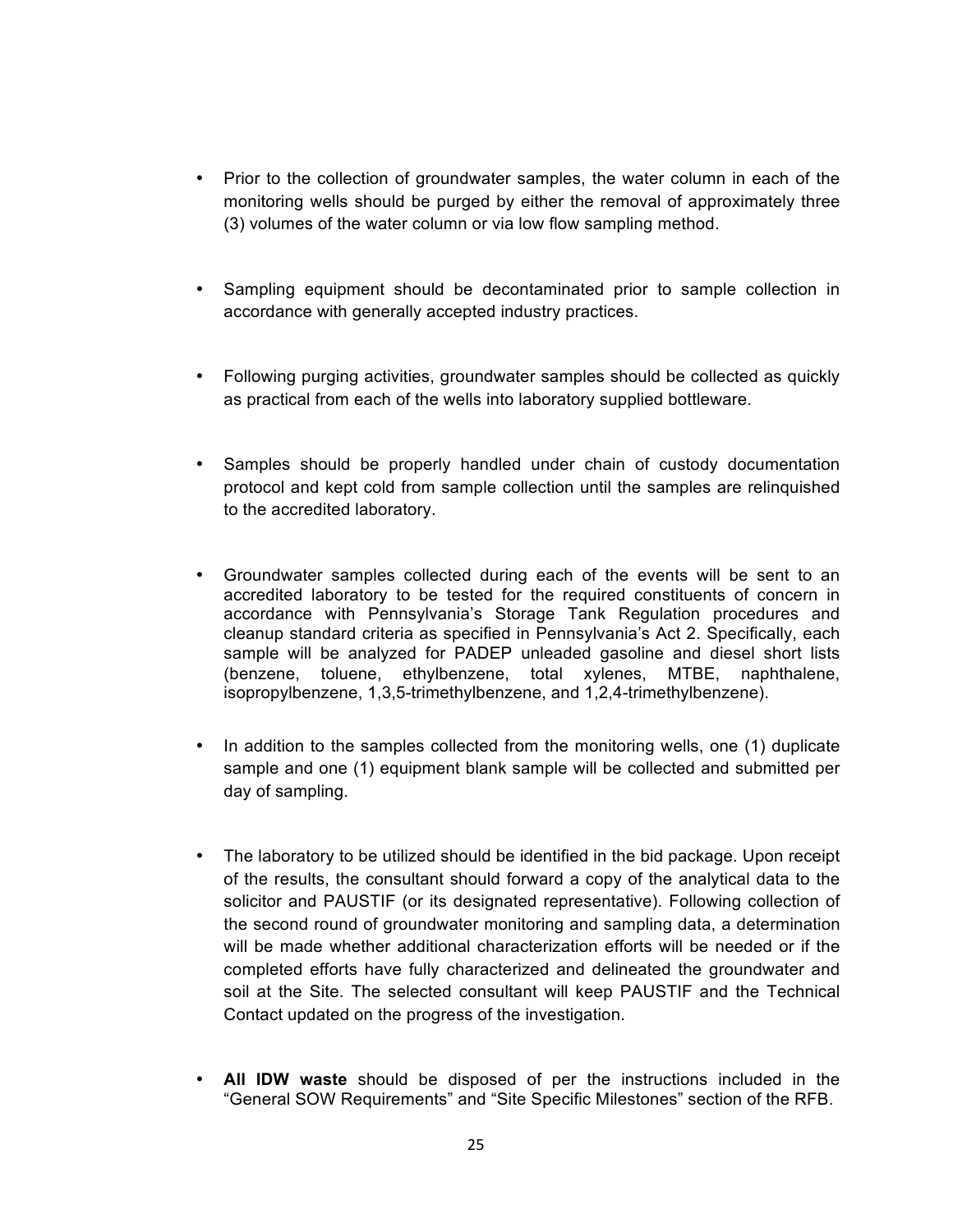- Prior to the collection of groundwater samples, the water column in each of the monitoring wells should be purged by either the removal of approximately three (3) volumes of the water column or via low flow sampling method.

- Sampling equipment should be decontaminated prior to sample collection in accordance with generally accepted industry practices.

- Following purging activities, groundwater samples should be collected as quickly as practical from each of the wells into laboratory supplied bottleware.

- Samples should be properly handled under chain of custody documentation protocol and kept cold from sample collection until the samples are relinquished to the accredited laboratory.

- Groundwater samples collected during each of the events will be sent to an accredited laboratory to be tested for the required constituents of concern in accordance with Pennsylvania's Storage Tank Regulation procedures and cleanup standard criteria as specified in Pennsylvania's Act 2. Specifically, each sample will be analyzed for PADEP unleaded gasoline and diesel short lists (benzene, toluene, ethylbenzene, total xylenes, MTBE, naphthalene, isopropylbenzene, 1,3,5-trimethylbenzene, and 1,2,4-trimethylbenzene).

- In addition to the samples collected from the monitoring wells, one (1) duplicate sample and one (1) equipment blank sample will be collected and submitted per day of sampling.

- The laboratory to be utilized should be identified in the bid package. Upon receipt of the results, the consultant should forward a copy of the analytical data to the solicitor and PAUSTIF (or its designated representative). Following collection of the second round of groundwater monitoring and sampling data, a determination will be made whether additional characterization efforts will be needed or if the completed efforts have fully characterized and delineated the groundwater and soil at the Site. The selected consultant will keep PAUSTIF and the Technical Contact updated on the progress of the investigation.

- **All IDW waste** should be disposed of per the instructions included in the "General SOW Requirements" and "Site Specific Milestones" section of the RFB.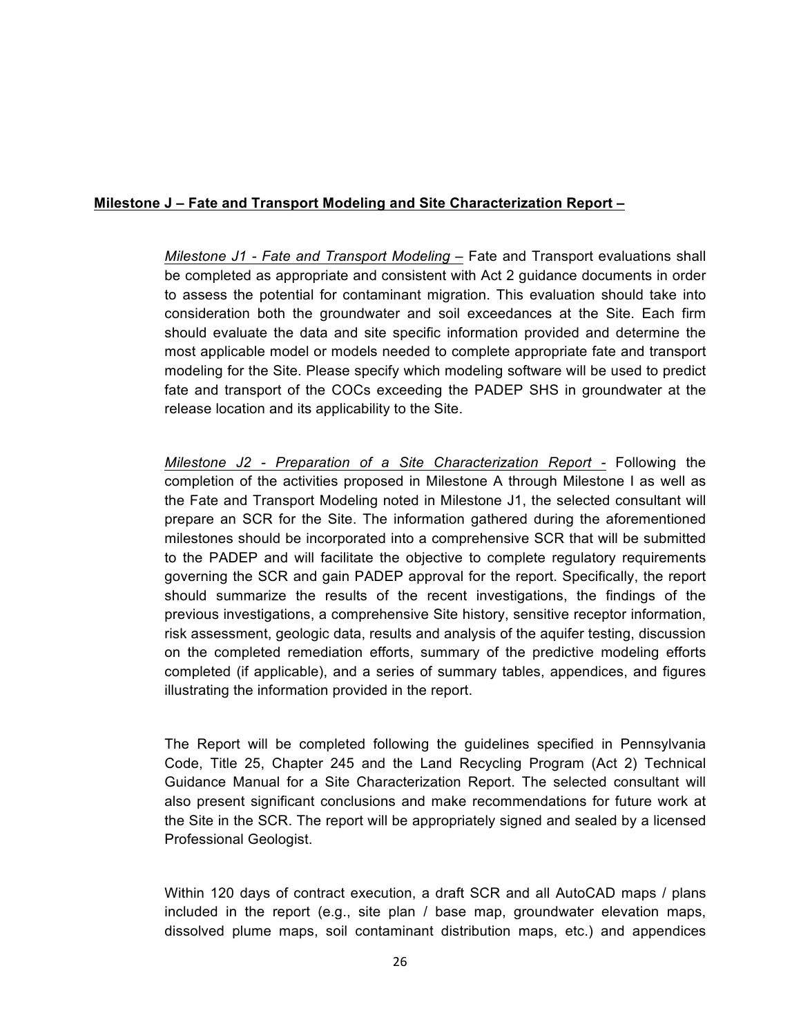**<u>Milestone J – Fate and Transport Modeling and Site Characterization Report –</u>**

*<u>Milestone J1 - Fate and Transport Modeling</u>* – Fate and Transport evaluations shall be completed as appropriate and consistent with Act 2 guidance documents in order to assess the potential for contaminant migration. This evaluation should take into consideration both the groundwater and soil exceedances at the Site. Each firm should evaluate the data and site specific information provided and determine the most applicable model or models needed to complete appropriate fate and transport modeling for the Site. Please specify which modeling software will be used to predict fate and transport of the COCs exceeding the PADEP SHS in groundwater at the release location and its applicability to the Site.

*<u>Milestone J2 - Preparation of a Site Characterization Report -</u>* Following the completion of the activities proposed in Milestone A through Milestone I as well as the Fate and Transport Modeling noted in Milestone J1, the selected consultant will prepare an SCR for the Site. The information gathered during the aforementioned milestones should be incorporated into a comprehensive SCR that will be submitted to the PADEP and will facilitate the objective to complete regulatory requirements governing the SCR and gain PADEP approval for the report. Specifically, the report should summarize the results of the recent investigations, the findings of the previous investigations, a comprehensive Site history, sensitive receptor information, risk assessment, geologic data, results and analysis of the aquifer testing, discussion on the completed remediation efforts, summary of the predictive modeling efforts completed (if applicable), and a series of summary tables, appendices, and figures illustrating the information provided in the report.

The Report will be completed following the guidelines specified in Pennsylvania Code, Title 25, Chapter 245 and the Land Recycling Program (Act 2) Technical Guidance Manual for a Site Characterization Report. The selected consultant will also present significant conclusions and make recommendations for future work at the Site in the SCR. The report will be appropriately signed and sealed by a licensed Professional Geologist.

Within 120 days of contract execution, a draft SCR and all AutoCAD maps / plans included in the report (e.g., site plan / base map, groundwater elevation maps, dissolved plume maps, soil contaminant distribution maps, etc.) and appendices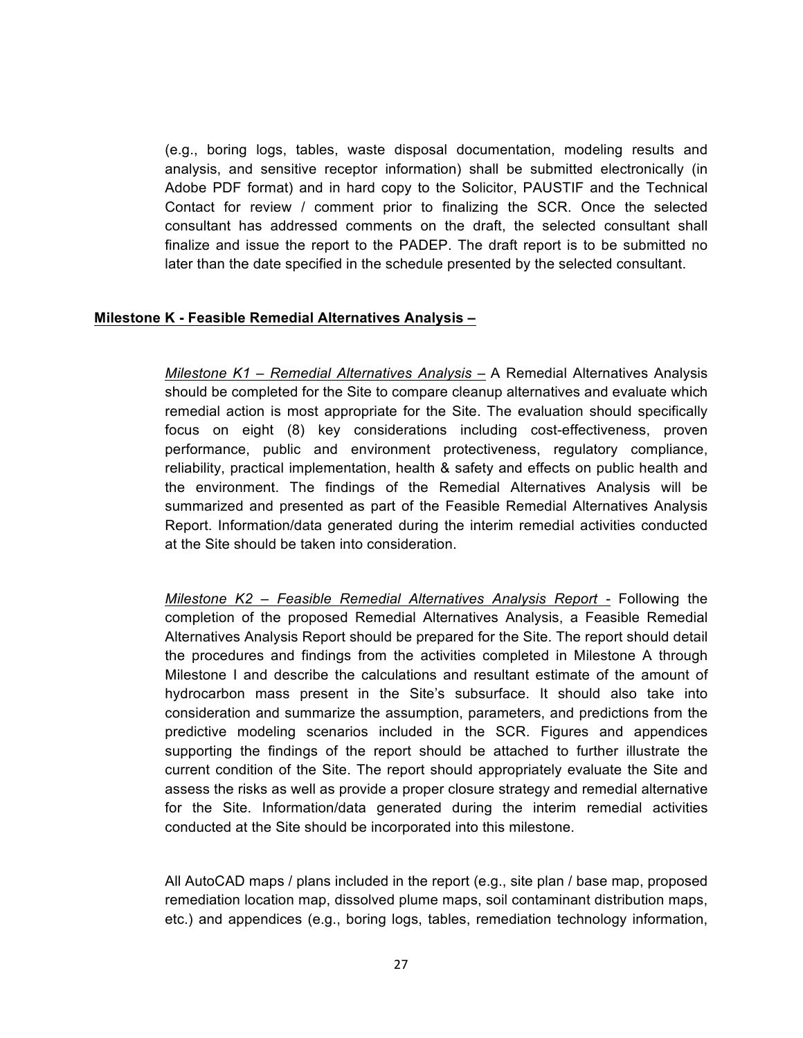(e.g., boring logs, tables, waste disposal documentation, modeling results and analysis, and sensitive receptor information) shall be submitted electronically (in Adobe PDF format) and in hard copy to the Solicitor, PAUSTIF and the Technical Contact for review / comment prior to finalizing the SCR. Once the selected consultant has addressed comments on the draft, the selected consultant shall finalize and issue the report to the PADEP. The draft report is to be submitted no later than the date specified in the schedule presented by the selected consultant.

**Milestone K - Feasible Remedial Alternatives Analysis –**

*Milestone K1 – Remedial Alternatives Analysis –* A Remedial Alternatives Analysis should be completed for the Site to compare cleanup alternatives and evaluate which remedial action is most appropriate for the Site. The evaluation should specifically focus on eight (8) key considerations including cost-effectiveness, proven performance, public and environment protectiveness, regulatory compliance, reliability, practical implementation, health & safety and effects on public health and the environment. The findings of the Remedial Alternatives Analysis will be summarized and presented as part of the Feasible Remedial Alternatives Analysis Report. Information/data generated during the interim remedial activities conducted at the Site should be taken into consideration.

*Milestone K2 – Feasible Remedial Alternatives Analysis Report -* Following the completion of the proposed Remedial Alternatives Analysis, a Feasible Remedial Alternatives Analysis Report should be prepared for the Site. The report should detail the procedures and findings from the activities completed in Milestone A through Milestone I and describe the calculations and resultant estimate of the amount of hydrocarbon mass present in the Site's subsurface. It should also take into consideration and summarize the assumption, parameters, and predictions from the predictive modeling scenarios included in the SCR. Figures and appendices supporting the findings of the report should be attached to further illustrate the current condition of the Site. The report should appropriately evaluate the Site and assess the risks as well as provide a proper closure strategy and remedial alternative for the Site. Information/data generated during the interim remedial activities conducted at the Site should be incorporated into this milestone.

All AutoCAD maps / plans included in the report (e.g., site plan / base map, proposed remediation location map, dissolved plume maps, soil contaminant distribution maps, etc.) and appendices (e.g., boring logs, tables, remediation technology information,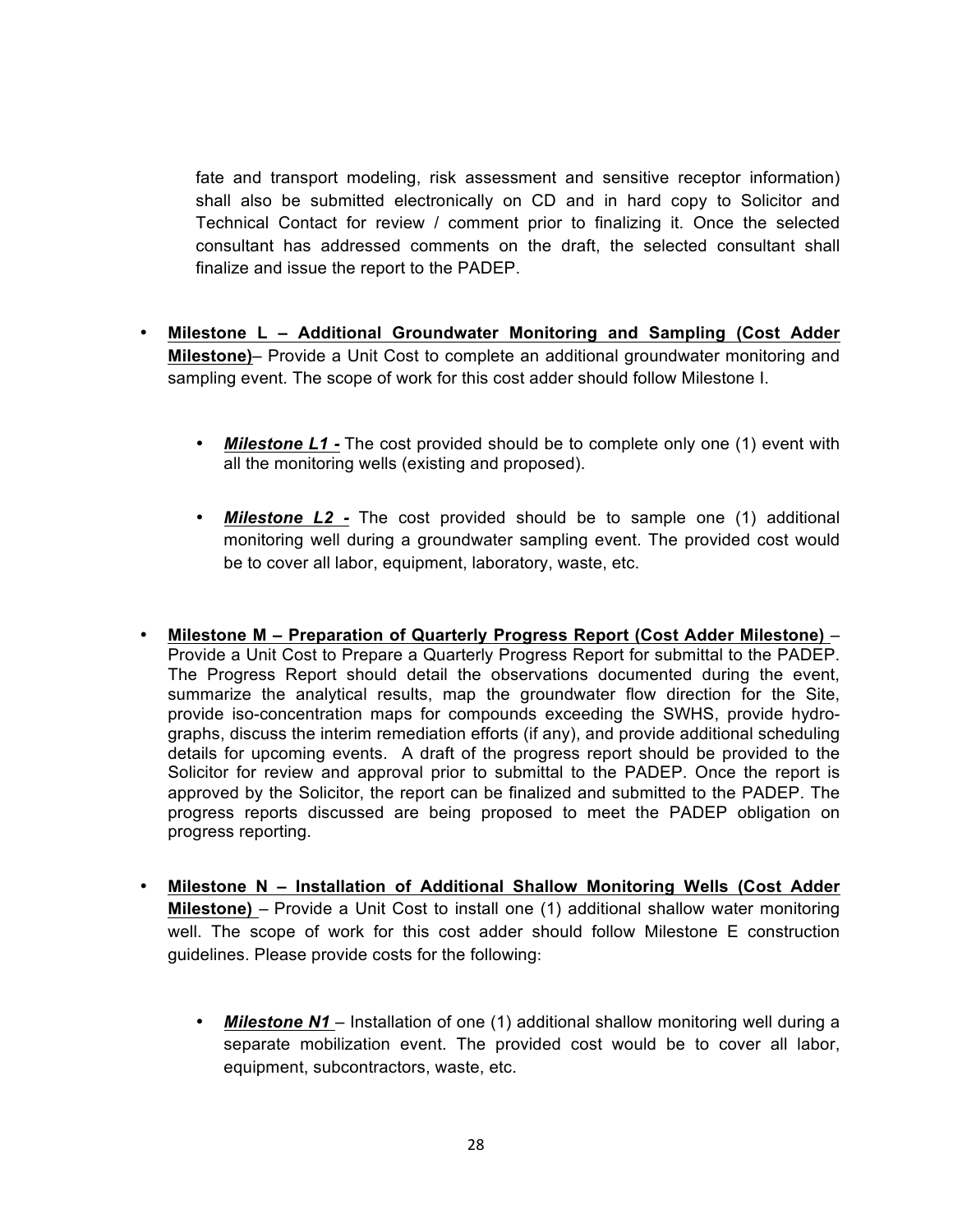fate and transport modeling, risk assessment and sensitive receptor information) shall also be submitted electronically on CD and in hard copy to Solicitor and Technical Contact for review / comment prior to finalizing it. Once the selected consultant has addressed comments on the draft, the selected consultant shall finalize and issue the report to the PADEP.

- **<u>Milestone L – Additional Groundwater Monitoring and Sampling (Cost Adder Milestone)</u>**– Provide a Unit Cost to complete an additional groundwater monitoring and sampling event. The scope of work for this cost adder should follow Milestone I.

  - ***<u>Milestone L1 -</u>*** The cost provided should be to complete only one (1) event with all the monitoring wells (existing and proposed).

  - ***<u>Milestone L2 -</u>*** The cost provided should be to sample one (1) additional monitoring well during a groundwater sampling event. The provided cost would be to cover all labor, equipment, laboratory, waste, etc.

- **<u>Milestone M – Preparation of Quarterly Progress Report (Cost Adder Milestone)</u>** – Provide a Unit Cost to Prepare a Quarterly Progress Report for submittal to the PADEP. The Progress Report should detail the observations documented during the event, summarize the analytical results, map the groundwater flow direction for the Site, provide iso-concentration maps for compounds exceeding the SWHS, provide hydro-graphs, discuss the interim remediation efforts (if any), and provide additional scheduling details for upcoming events. A draft of the progress report should be provided to the Solicitor for review and approval prior to submittal to the PADEP. Once the report is approved by the Solicitor, the report can be finalized and submitted to the PADEP. The progress reports discussed are being proposed to meet the PADEP obligation on progress reporting.

- **<u>Milestone N – Installation of Additional Shallow Monitoring Wells (Cost Adder Milestone)</u>** – Provide a Unit Cost to install one (1) additional shallow water monitoring well. The scope of work for this cost adder should follow Milestone E construction guidelines. Please provide costs for the following:

  - ***<u>Milestone N1</u>*** – Installation of one (1) additional shallow monitoring well during a separate mobilization event. The provided cost would be to cover all labor, equipment, subcontractors, waste, etc.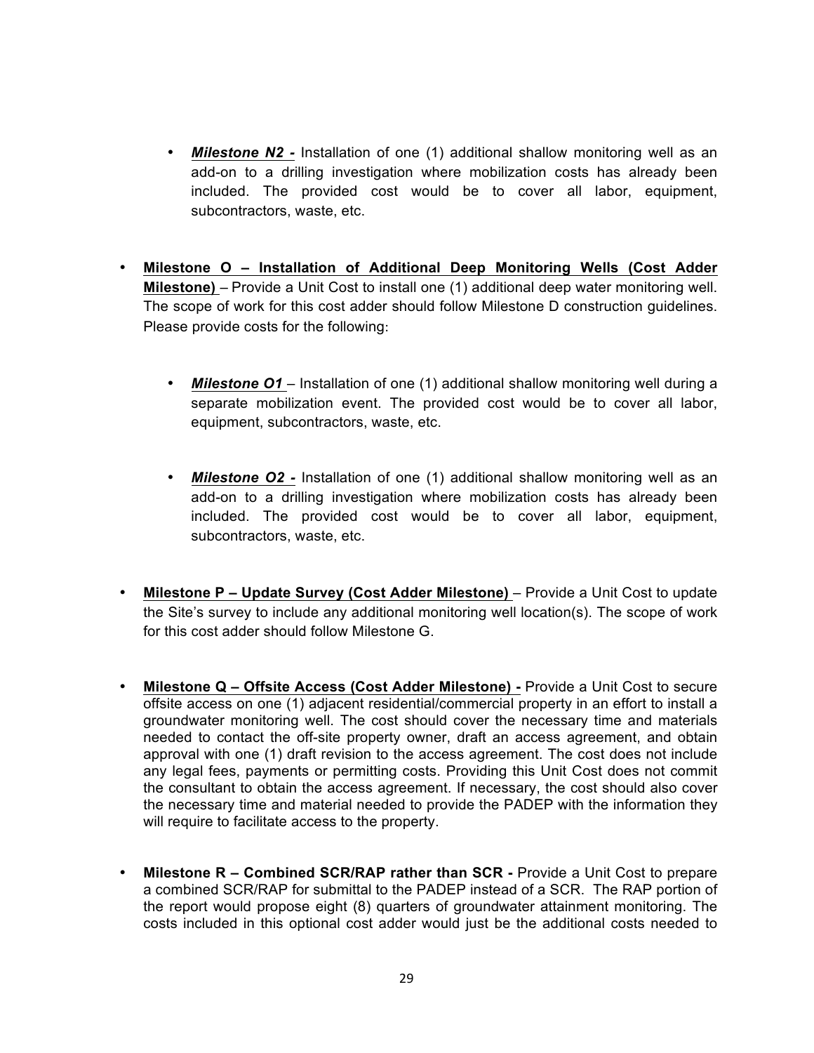- ***Milestone N2 -*** Installation of one (1) additional shallow monitoring well as an add-on to a drilling investigation where mobilization costs has already been included. The provided cost would be to cover all labor, equipment, subcontractors, waste, etc.

- **Milestone O – Installation of Additional Deep Monitoring Wells (Cost Adder Milestone)** – Provide a Unit Cost to install one (1) additional deep water monitoring well. The scope of work for this cost adder should follow Milestone D construction guidelines. Please provide costs for the following:

  - ***Milestone O1*** – Installation of one (1) additional shallow monitoring well during a separate mobilization event. The provided cost would be to cover all labor, equipment, subcontractors, waste, etc.

  - ***Milestone O2 -*** Installation of one (1) additional shallow monitoring well as an add-on to a drilling investigation where mobilization costs has already been included. The provided cost would be to cover all labor, equipment, subcontractors, waste, etc.

- **Milestone P – Update Survey (Cost Adder Milestone)** – Provide a Unit Cost to update the Site's survey to include any additional monitoring well location(s). The scope of work for this cost adder should follow Milestone G.

- **Milestone Q – Offsite Access (Cost Adder Milestone) -** Provide a Unit Cost to secure offsite access on one (1) adjacent residential/commercial property in an effort to install a groundwater monitoring well. The cost should cover the necessary time and materials needed to contact the off-site property owner, draft an access agreement, and obtain approval with one (1) draft revision to the access agreement. The cost does not include any legal fees, payments or permitting costs. Providing this Unit Cost does not commit the consultant to obtain the access agreement. If necessary, the cost should also cover the necessary time and material needed to provide the PADEP with the information they will require to facilitate access to the property.

- **Milestone R – Combined SCR/RAP rather than SCR -** Provide a Unit Cost to prepare a combined SCR/RAP for submittal to the PADEP instead of a SCR. The RAP portion of the report would propose eight (8) quarters of groundwater attainment monitoring. The costs included in this optional cost adder would just be the additional costs needed to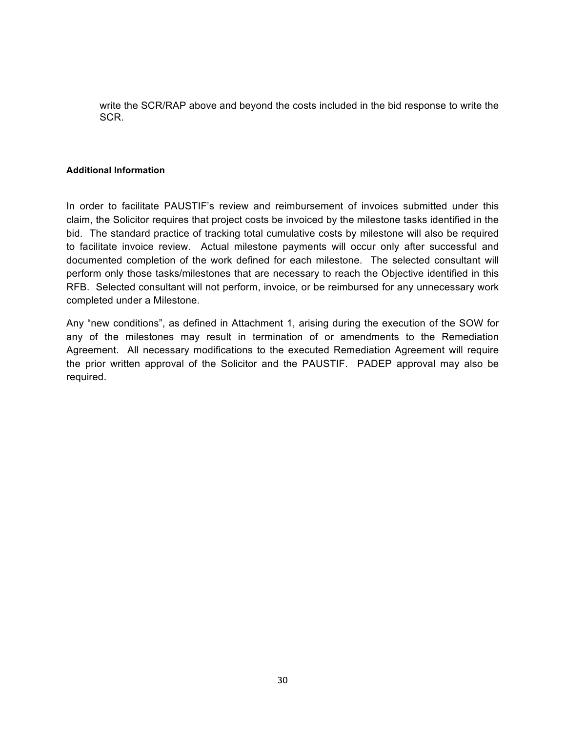write the SCR/RAP above and beyond the costs included in the bid response to write the SCR.

**Additional Information**

In order to facilitate PAUSTIF's review and reimbursement of invoices submitted under this claim, the Solicitor requires that project costs be invoiced by the milestone tasks identified in the bid. The standard practice of tracking total cumulative costs by milestone will also be required to facilitate invoice review. Actual milestone payments will occur only after successful and documented completion of the work defined for each milestone. The selected consultant will perform only those tasks/milestones that are necessary to reach the Objective identified in this RFB. Selected consultant will not perform, invoice, or be reimbursed for any unnecessary work completed under a Milestone.

Any "new conditions", as defined in Attachment 1, arising during the execution of the SOW for any of the milestones may result in termination of or amendments to the Remediation Agreement. All necessary modifications to the executed Remediation Agreement will require the prior written approval of the Solicitor and the PAUSTIF. PADEP approval may also be required.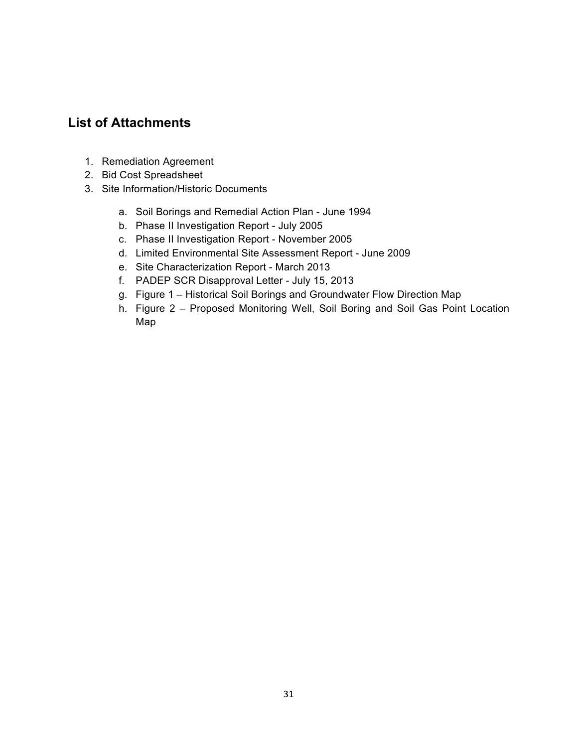## List of Attachments

1. Remediation Agreement
2. Bid Cost Spreadsheet
3. Site Information/Historic Documents

    a. Soil Borings and Remedial Action Plan - June 1994
    b. Phase II Investigation Report - July 2005
    c. Phase II Investigation Report - November 2005
    d. Limited Environmental Site Assessment Report - June 2009
    e. Site Characterization Report - March 2013
    f. PADEP SCR Disapproval Letter - July 15, 2013
    g. Figure 1 – Historical Soil Borings and Groundwater Flow Direction Map
    h. Figure 2 – Proposed Monitoring Well, Soil Boring and Soil Gas Point Location Map